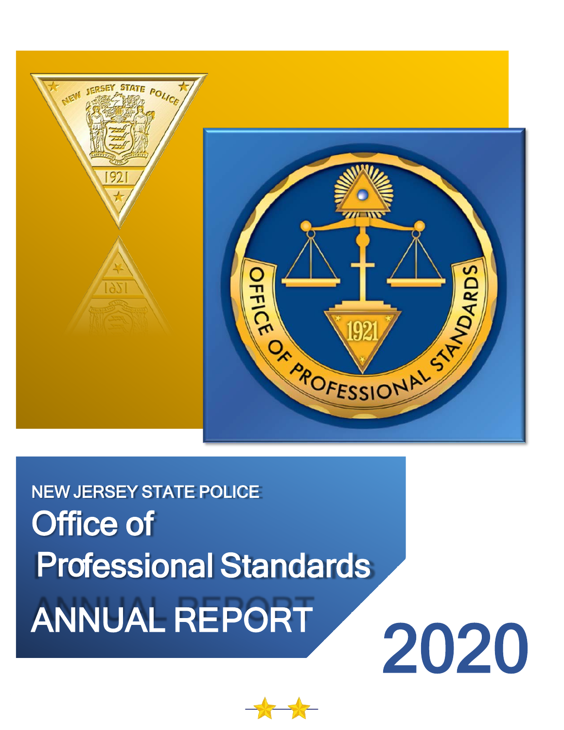NEW JERSEY STATE POLICE

# Office of Professional Standards

# ANNUAL REPORT

# 2020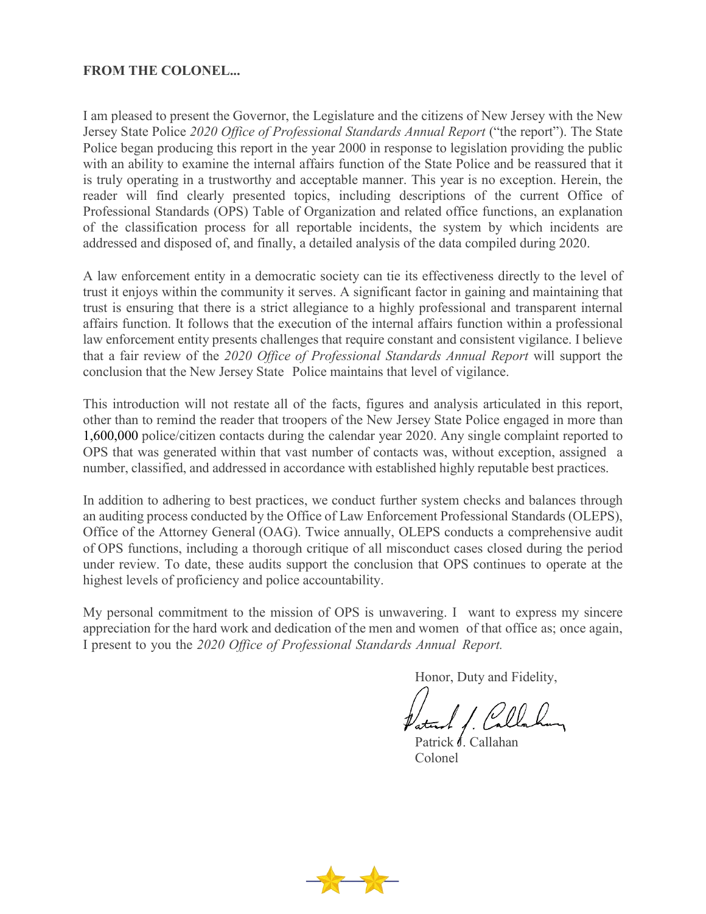**FROM THE COLONEL...**

I am pleased to present the Governor, the Legislature and the citizens of New Jersey with the New Jersey State Police *2020 Office of Professional Standards Annual Report* ("the report"). The State Police began producing this report in the year 2000 in response to legislation providing the public with an ability to examine the internal affairs function of the State Police and be reassured that it is truly operating in a trustworthy and acceptable manner. This year is no exception. Herein, the reader will find clearly presented topics, including descriptions of the current Office of Professional Standards (OPS) Table of Organization and related office functions, an explanation of the classification process for all reportable incidents, the system by which incidents are addressed and disposed of, and finally, a detailed analysis of the data compiled during 2020.

A law enforcement entity in a democratic society can tie its effectiveness directly to the level of trust it enjoys within the community it serves. A significant factor in gaining and maintaining that trust is ensuring that there is a strict allegiance to a highly professional and transparent internal affairs function. It follows that the execution of the internal affairs function within a professional law enforcement entity presents challenges that require constant and consistent vigilance. I believe that a fair review of the *2020 Office of Professional Standards Annual Report* will support the conclusion that the New Jersey State Police maintains that level of vigilance.

This introduction will not restate all of the facts, figures and analysis articulated in this report, other than to remind the reader that troopers of the New Jersey State Police engaged in more than 1,600,000 police/citizen contacts during the calendar year 2020. Any single complaint reported to OPS that was generated within that vast number of contacts was, without exception, assigned a number, classified, and addressed in accordance with established highly reputable best practices.

In addition to adhering to best practices, we conduct further system checks and balances through an auditing process conducted by the Office of Law Enforcement Professional Standards (OLEPS), Office of the Attorney General (OAG). Twice annually, OLEPS conducts a comprehensive audit of OPS functions, including a thorough critique of all misconduct cases closed during the period under review. To date, these audits support the conclusion that OPS continues to operate at the highest levels of proficiency and police accountability.

My personal commitment to the mission of OPS is unwavering. I want to express my sincere appreciation for the hard work and dedication of the men and women of that office as; once again, I present to you the *2020 Office of Professional Standards Annual Report.*

Honor, Duty and Fidelity,

Patrick J. Callahan
Colonel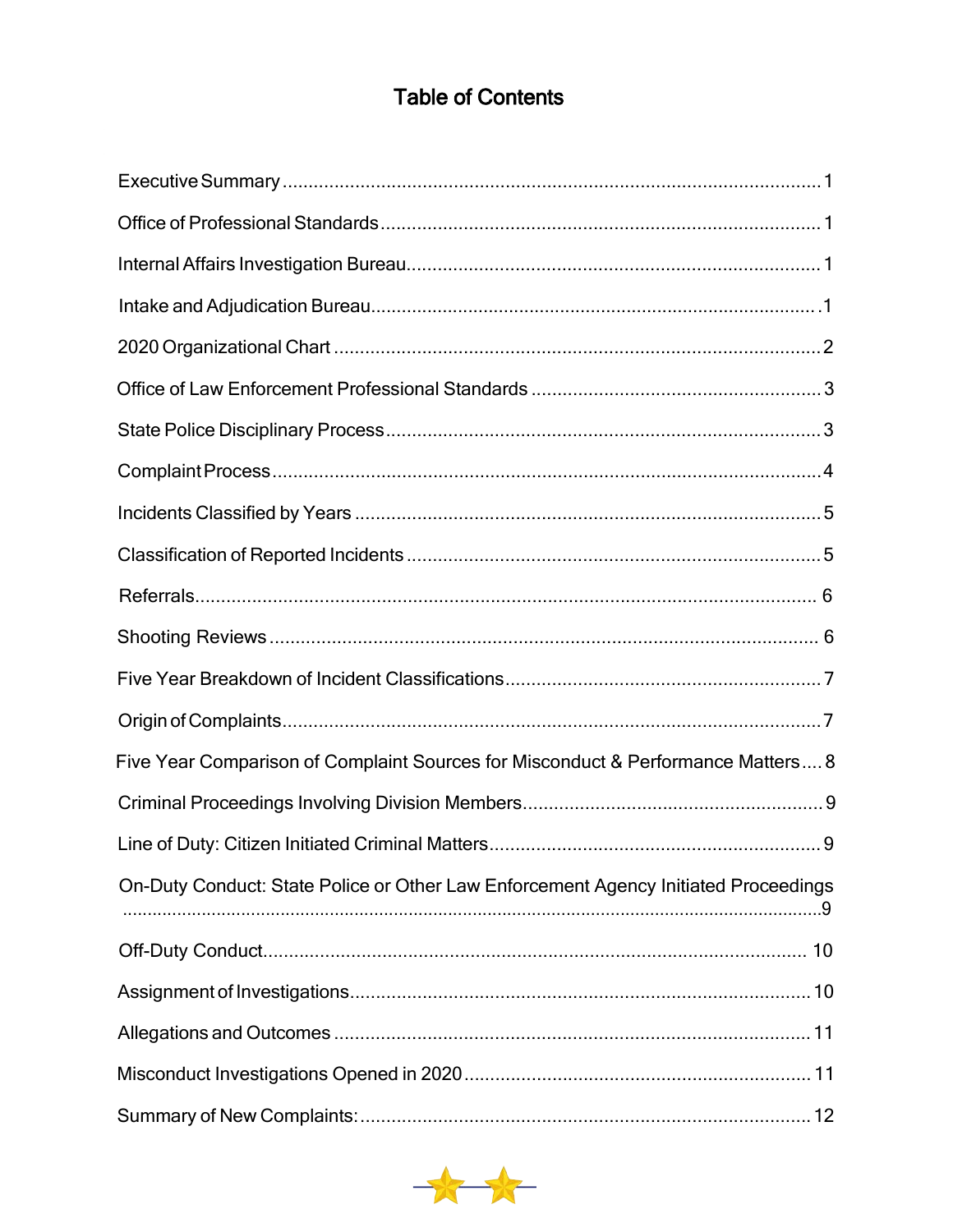# Table of Contents

| | |
|---|---|
| Executive Summary | 1 |
| Office of Professional Standards | 1 |
| Internal Affairs Investigation Bureau | 1 |
| Intake and Adjudication Bureau | 1 |
| 2020 Organizational Chart | 2 |
| Office of Law Enforcement Professional Standards | 3 |
| State Police Disciplinary Process | 3 |
| Complaint Process | 4 |
| Incidents Classified by Years | 5 |
| Classification of Reported Incidents | 5 |
| Referrals | 6 |
| Shooting Reviews | 6 |
| Five Year Breakdown of Incident Classifications | 7 |
| Origin of Complaints | 7 |
| Five Year Comparison of Complaint Sources for Misconduct & Performance Matters | 8 |
| Criminal Proceedings Involving Division Members | 9 |
| Line of Duty: Citizen Initiated Criminal Matters | 9 |
| On-Duty Conduct: State Police or Other Law Enforcement Agency Initiated Proceedings | 9 |
| Off-Duty Conduct | 10 |
| Assignment of Investigations | 10 |
| Allegations and Outcomes | 11 |
| Misconduct Investigations Opened in 2020 | 11 |
| Summary of New Complaints: | 12 |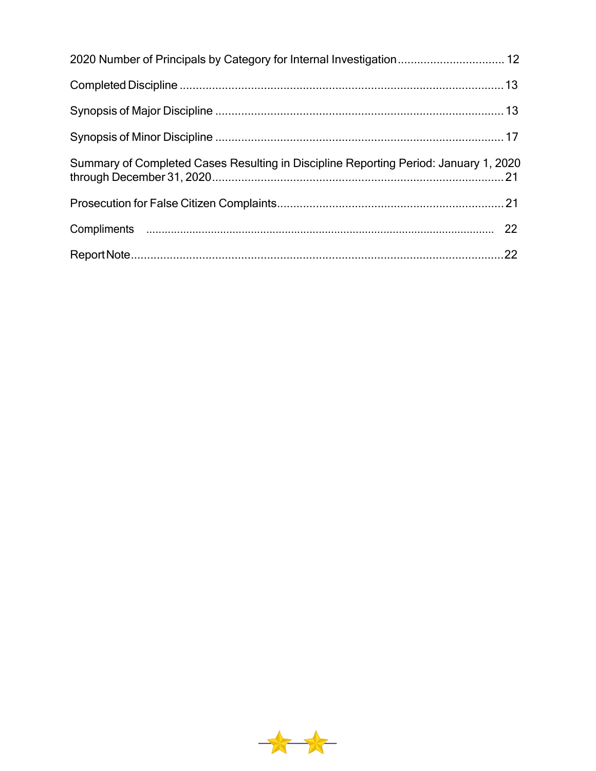2020 Number of Principals by Category for Internal Investigation ................................ 12

Completed Discipline ................................................................................................... 13

Synopsis of Major Discipline ........................................................................................ 13

Synopsis of Minor Discipline ........................................................................................ 17

Summary of Completed Cases Resulting in Discipline Reporting Period: January 1, 2020 through December 31, 2020 .......................................................................................... 21

Prosecution for False Citizen Complaints ..................................................................... 21

Compliments ................................................................................................................. 22

Report Note ................................................................................................................... 22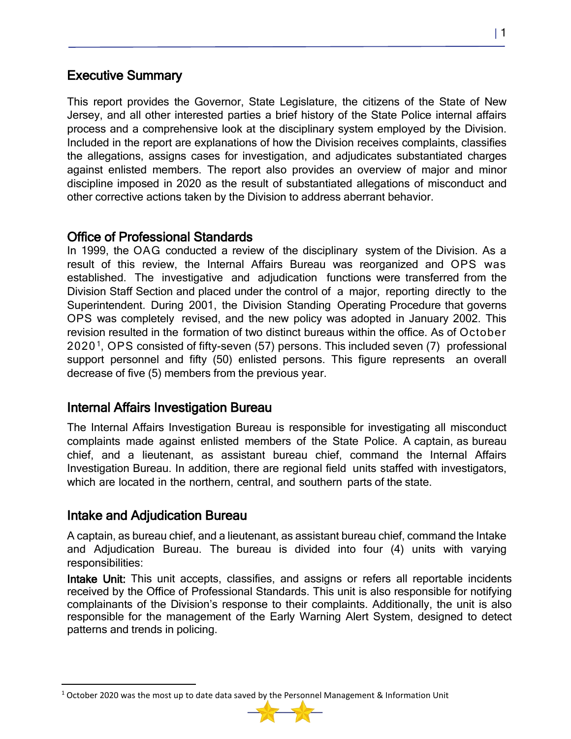## Executive Summary

This report provides the Governor, State Legislature, the citizens of the State of New Jersey, and all other interested parties a brief history of the State Police internal affairs process and a comprehensive look at the disciplinary system employed by the Division. Included in the report are explanations of how the Division receives complaints, classifies the allegations, assigns cases for investigation, and adjudicates substantiated charges against enlisted members. The report also provides an overview of major and minor discipline imposed in 2020 as the result of substantiated allegations of misconduct and other corrective actions taken by the Division to address aberrant behavior.

## Office of Professional Standards

In 1999, the OAG conducted a review of the disciplinary system of the Division. As a result of this review, the Internal Affairs Bureau was reorganized and OPS was established. The investigative and adjudication functions were transferred from the Division Staff Section and placed under the control of a major, reporting directly to the Superintendent. During 2001, the Division Standing Operating Procedure that governs OPS was completely revised, and the new policy was adopted in January 2002. This revision resulted in the formation of two distinct bureaus within the office. As of October 2020[1], OPS consisted of fifty-seven (57) persons. This included seven (7) professional support personnel and fifty (50) enlisted persons. This figure represents an overall decrease of five (5) members from the previous year.

## Internal Affairs Investigation Bureau

The Internal Affairs Investigation Bureau is responsible for investigating all misconduct complaints made against enlisted members of the State Police. A captain, as bureau chief, and a lieutenant, as assistant bureau chief, command the Internal Affairs Investigation Bureau. In addition, there are regional field units staffed with investigators, which are located in the northern, central, and southern parts of the state.

## Intake and Adjudication Bureau

A captain, as bureau chief, and a lieutenant, as assistant bureau chief, command the Intake and Adjudication Bureau. The bureau is divided into four (4) units with varying responsibilities:

**Intake Unit:** This unit accepts, classifies, and assigns or refers all reportable incidents received by the Office of Professional Standards. This unit is also responsible for notifying complainants of the Division's response to their complaints. Additionally, the unit is also responsible for the management of the Early Warning Alert System, designed to detect patterns and trends in policing.

---

[1] October 2020 was the most up to date data saved by the Personnel Management & Information Unit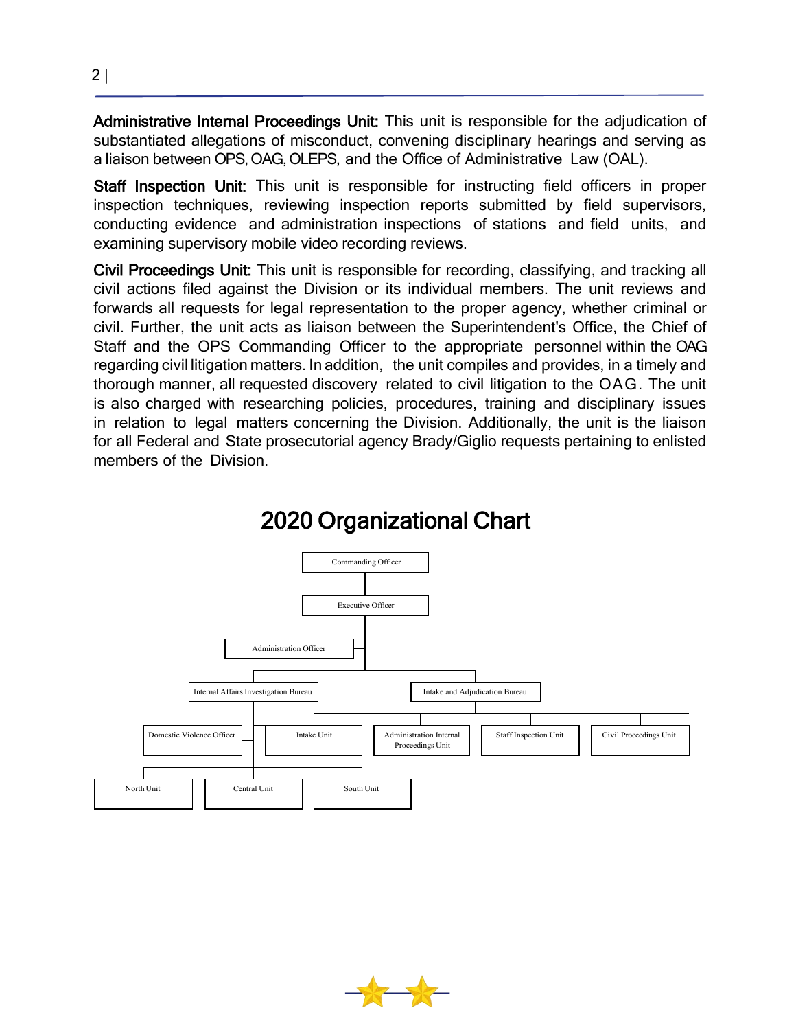**Administrative Internal Proceedings Unit:** This unit is responsible for the adjudication of substantiated allegations of misconduct, convening disciplinary hearings and serving as a liaison between OPS, OAG, OLEPS, and the Office of Administrative Law (OAL).

**Staff Inspection Unit:** This unit is responsible for instructing field officers in proper inspection techniques, reviewing inspection reports submitted by field supervisors, conducting evidence and administration inspections of stations and field units, and examining supervisory mobile video recording reviews.

**Civil Proceedings Unit:** This unit is responsible for recording, classifying, and tracking all civil actions filed against the Division or its individual members. The unit reviews and forwards all requests for legal representation to the proper agency, whether criminal or civil. Further, the unit acts as liaison between the Superintendent's Office, the Chief of Staff and the OPS Commanding Officer to the appropriate personnel within the OAG regarding civil litigation matters. In addition, the unit compiles and provides, in a timely and thorough manner, all requested discovery related to civil litigation to the OAG. The unit is also charged with researching policies, procedures, training and disciplinary issues in relation to legal matters concerning the Division. Additionally, the unit is the liaison for all Federal and State prosecutorial agency Brady/Giglio requests pertaining to enlisted members of the Division.

## 2020 Organizational Chart

- Commanding Officer
  - Executive Officer
    - Administration Officer
    - Internal Affairs Investigation Bureau
      - Domestic Violence Officer
      - North Unit
      - Central Unit
      - South Unit
    - Intake and Adjudication Bureau
      - Intake Unit
      - Administration Internal Proceedings Unit
      - Staff Inspection Unit
      - Civil Proceedings Unit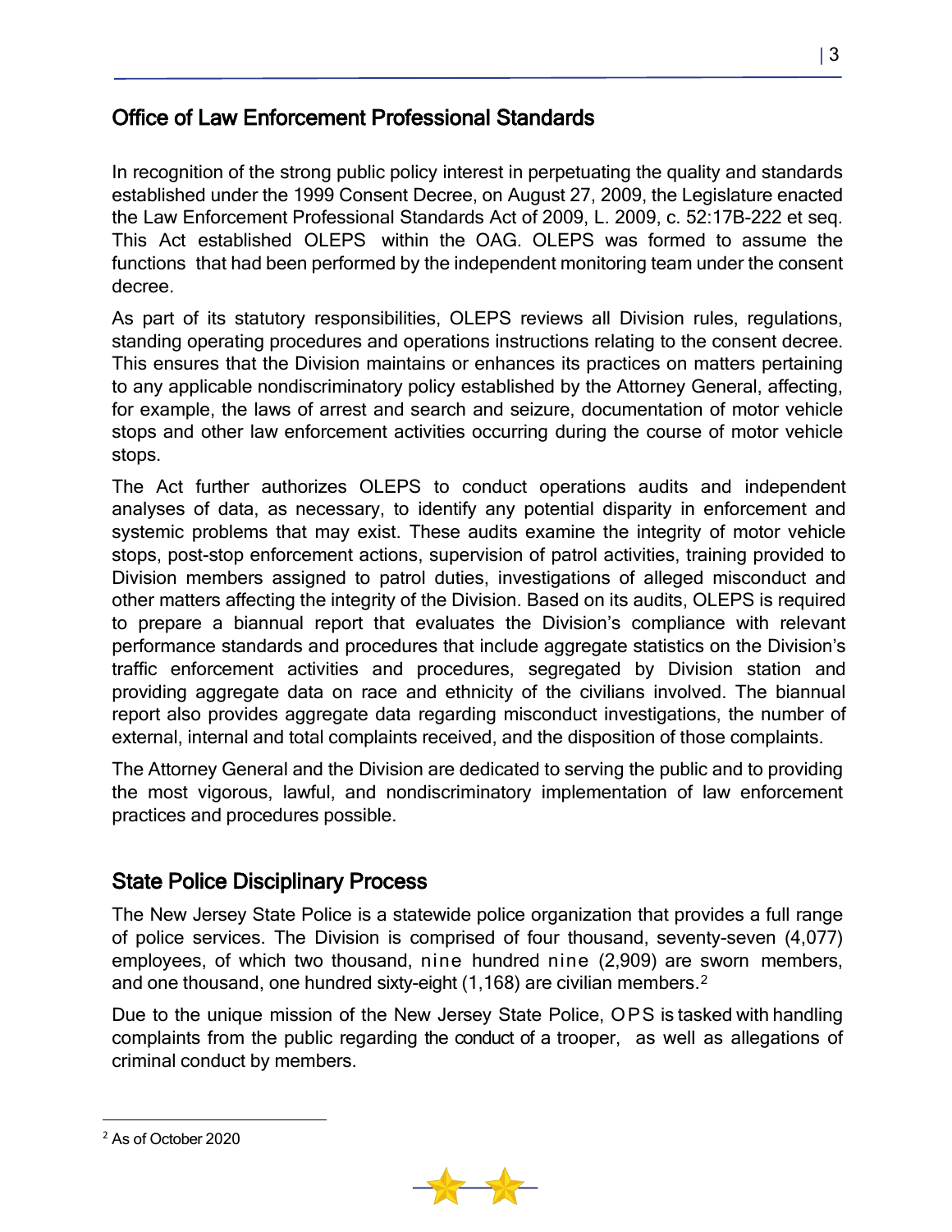## Office of Law Enforcement Professional Standards

In recognition of the strong public policy interest in perpetuating the quality and standards established under the 1999 Consent Decree, on August 27, 2009, the Legislature enacted the Law Enforcement Professional Standards Act of 2009, L. 2009, c. 52:17B-222 et seq. This Act established OLEPS within the OAG. OLEPS was formed to assume the functions that had been performed by the independent monitoring team under the consent decree.

As part of its statutory responsibilities, OLEPS reviews all Division rules, regulations, standing operating procedures and operations instructions relating to the consent decree. This ensures that the Division maintains or enhances its practices on matters pertaining to any applicable nondiscriminatory policy established by the Attorney General, affecting, for example, the laws of arrest and search and seizure, documentation of motor vehicle stops and other law enforcement activities occurring during the course of motor vehicle stops.

The Act further authorizes OLEPS to conduct operations audits and independent analyses of data, as necessary, to identify any potential disparity in enforcement and systemic problems that may exist. These audits examine the integrity of motor vehicle stops, post-stop enforcement actions, supervision of patrol activities, training provided to Division members assigned to patrol duties, investigations of alleged misconduct and other matters affecting the integrity of the Division. Based on its audits, OLEPS is required to prepare a biannual report that evaluates the Division's compliance with relevant performance standards and procedures that include aggregate statistics on the Division's traffic enforcement activities and procedures, segregated by Division station and providing aggregate data on race and ethnicity of the civilians involved. The biannual report also provides aggregate data regarding misconduct investigations, the number of external, internal and total complaints received, and the disposition of those complaints.

The Attorney General and the Division are dedicated to serving the public and to providing the most vigorous, lawful, and nondiscriminatory implementation of law enforcement practices and procedures possible.

## State Police Disciplinary Process

The New Jersey State Police is a statewide police organization that provides a full range of police services. The Division is comprised of four thousand, seventy-seven (4,077) employees, of which two thousand, nine hundred nine (2,909) are sworn members, and one thousand, one hundred sixty-eight (1,168) are civilian members.[2]

Due to the unique mission of the New Jersey State Police, OPS is tasked with handling complaints from the public regarding the conduct of a trooper, as well as allegations of criminal conduct by members.

[2] As of October 2020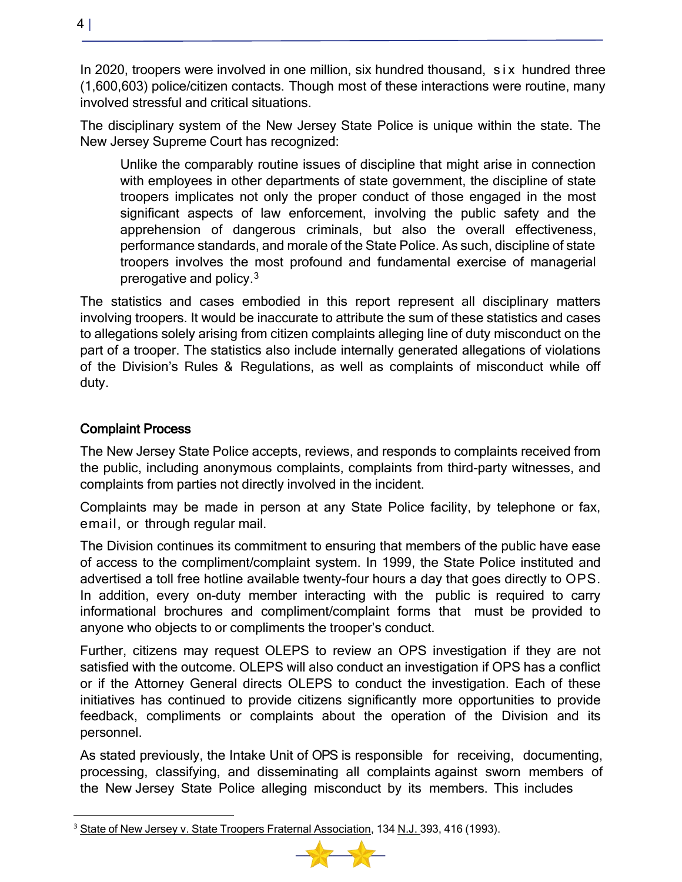In 2020, troopers were involved in one million, six hundred thousand, six hundred three (1,600,603) police/citizen contacts. Though most of these interactions were routine, many involved stressful and critical situations.

The disciplinary system of the New Jersey State Police is unique within the state. The New Jersey Supreme Court has recognized:

> Unlike the comparably routine issues of discipline that might arise in connection with employees in other departments of state government, the discipline of state troopers implicates not only the proper conduct of those engaged in the most significant aspects of law enforcement, involving the public safety and the apprehension of dangerous criminals, but also the overall effectiveness, performance standards, and morale of the State Police. As such, discipline of state troopers involves the most profound and fundamental exercise of managerial prerogative and policy.[3]

The statistics and cases embodied in this report represent all disciplinary matters involving troopers. It would be inaccurate to attribute the sum of these statistics and cases to allegations solely arising from citizen complaints alleging line of duty misconduct on the part of a trooper. The statistics also include internally generated allegations of violations of the Division's Rules & Regulations, as well as complaints of misconduct while off duty.

## Complaint Process

The New Jersey State Police accepts, reviews, and responds to complaints received from the public, including anonymous complaints, complaints from third-party witnesses, and complaints from parties not directly involved in the incident.

Complaints may be made in person at any State Police facility, by telephone or fax, email, or through regular mail.

The Division continues its commitment to ensuring that members of the public have ease of access to the compliment/complaint system. In 1999, the State Police instituted and advertised a toll free hotline available twenty-four hours a day that goes directly to OPS. In addition, every on-duty member interacting with the public is required to carry informational brochures and compliment/complaint forms that must be provided to anyone who objects to or compliments the trooper's conduct.

Further, citizens may request OLEPS to review an OPS investigation if they are not satisfied with the outcome. OLEPS will also conduct an investigation if OPS has a conflict or if the Attorney General directs OLEPS to conduct the investigation. Each of these initiatives has continued to provide citizens significantly more opportunities to provide feedback, compliments or complaints about the operation of the Division and its personnel.

As stated previously, the Intake Unit of OPS is responsible for receiving, documenting, processing, classifying, and disseminating all complaints against sworn members of the New Jersey State Police alleging misconduct by its members. This includes

[3] State of New Jersey v. State Troopers Fraternal Association, 134 N.J. 393, 416 (1993).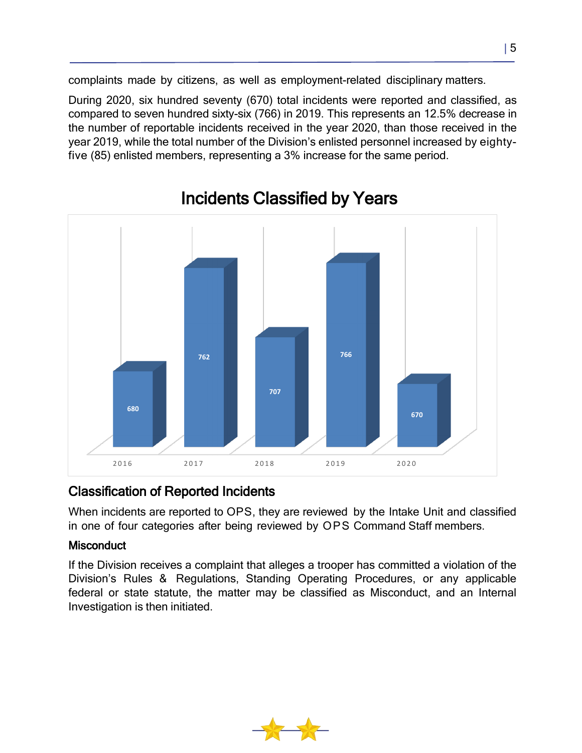complaints made by citizens, as well as employment-related disciplinary matters.

During 2020, six hundred seventy (670) total incidents were reported and classified, as compared to seven hundred sixty-six (766) in 2019. This represents an 12.5% decrease in the number of reportable incidents received in the year 2020, than those received in the year 2019, while the total number of the Division's enlisted personnel increased by eighty-five (85) enlisted members, representing a 3% increase for the same period.

## Incidents Classified by Years

| Year | Incidents |
|---|---|
| 2016 | 680 |
| 2017 | 762 |
| 2018 | 707 |
| 2019 | 766 |
| 2020 | 670 |

## Classification of Reported Incidents

When incidents are reported to OPS, they are reviewed by the Intake Unit and classified in one of four categories after being reviewed by OPS Command Staff members.

### Misconduct

If the Division receives a complaint that alleges a trooper has committed a violation of the Division's Rules & Regulations, Standing Operating Procedures, or any applicable federal or state statute, the matter may be classified as Misconduct, and an Internal Investigation is then initiated.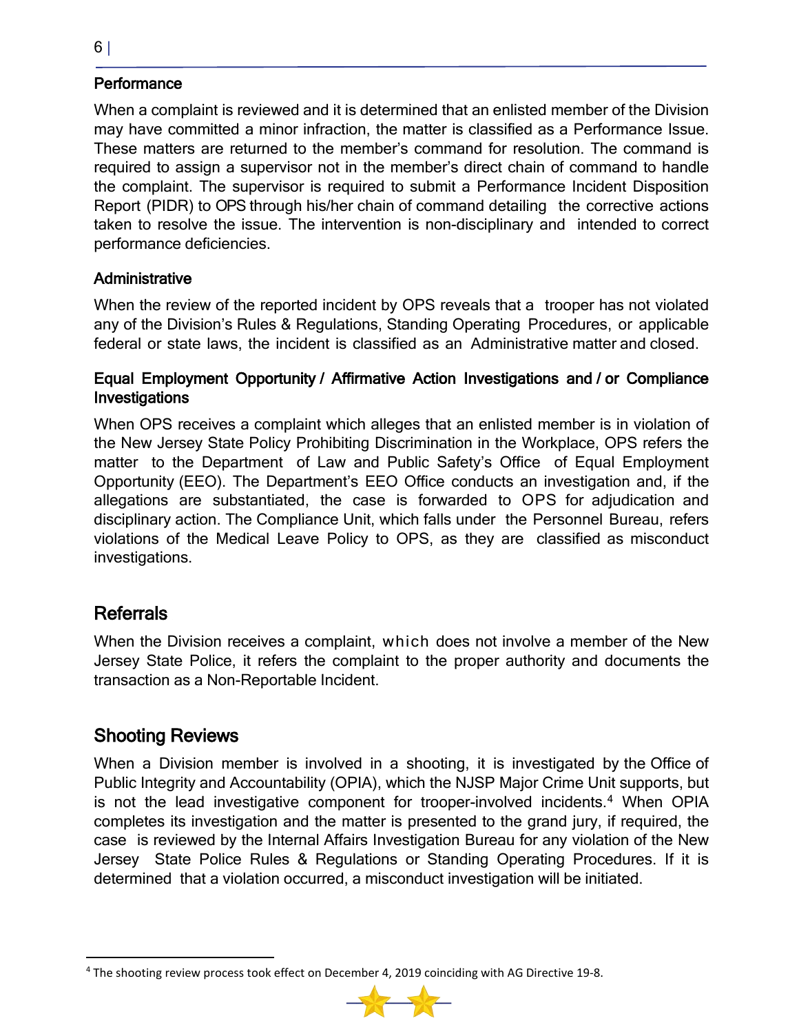### Performance

When a complaint is reviewed and it is determined that an enlisted member of the Division may have committed a minor infraction, the matter is classified as a Performance Issue. These matters are returned to the member's command for resolution. The command is required to assign a supervisor not in the member's direct chain of command to handle the complaint. The supervisor is required to submit a Performance Incident Disposition Report (PIDR) to OPS through his/her chain of command detailing the corrective actions taken to resolve the issue. The intervention is non-disciplinary and intended to correct performance deficiencies.

### Administrative

When the review of the reported incident by OPS reveals that a trooper has not violated any of the Division's Rules & Regulations, Standing Operating Procedures, or applicable federal or state laws, the incident is classified as an Administrative matter and closed.

### Equal Employment Opportunity / Affirmative Action Investigations and / or Compliance Investigations

When OPS receives a complaint which alleges that an enlisted member is in violation of the New Jersey State Policy Prohibiting Discrimination in the Workplace, OPS refers the matter to the Department of Law and Public Safety's Office of Equal Employment Opportunity (EEO). The Department's EEO Office conducts an investigation and, if the allegations are substantiated, the case is forwarded to OPS for adjudication and disciplinary action. The Compliance Unit, which falls under the Personnel Bureau, refers violations of the Medical Leave Policy to OPS, as they are classified as misconduct investigations.

## Referrals

When the Division receives a complaint, which does not involve a member of the New Jersey State Police, it refers the complaint to the proper authority and documents the transaction as a Non-Reportable Incident.

## Shooting Reviews

When a Division member is involved in a shooting, it is investigated by the Office of Public Integrity and Accountability (OPIA), which the NJSP Major Crime Unit supports, but is not the lead investigative component for trooper-involved incidents.[4] When OPIA completes its investigation and the matter is presented to the grand jury, if required, the case is reviewed by the Internal Affairs Investigation Bureau for any violation of the New Jersey State Police Rules & Regulations or Standing Operating Procedures. If it is determined that a violation occurred, a misconduct investigation will be initiated.

[4] The shooting review process took effect on December 4, 2019 coinciding with AG Directive 19-8.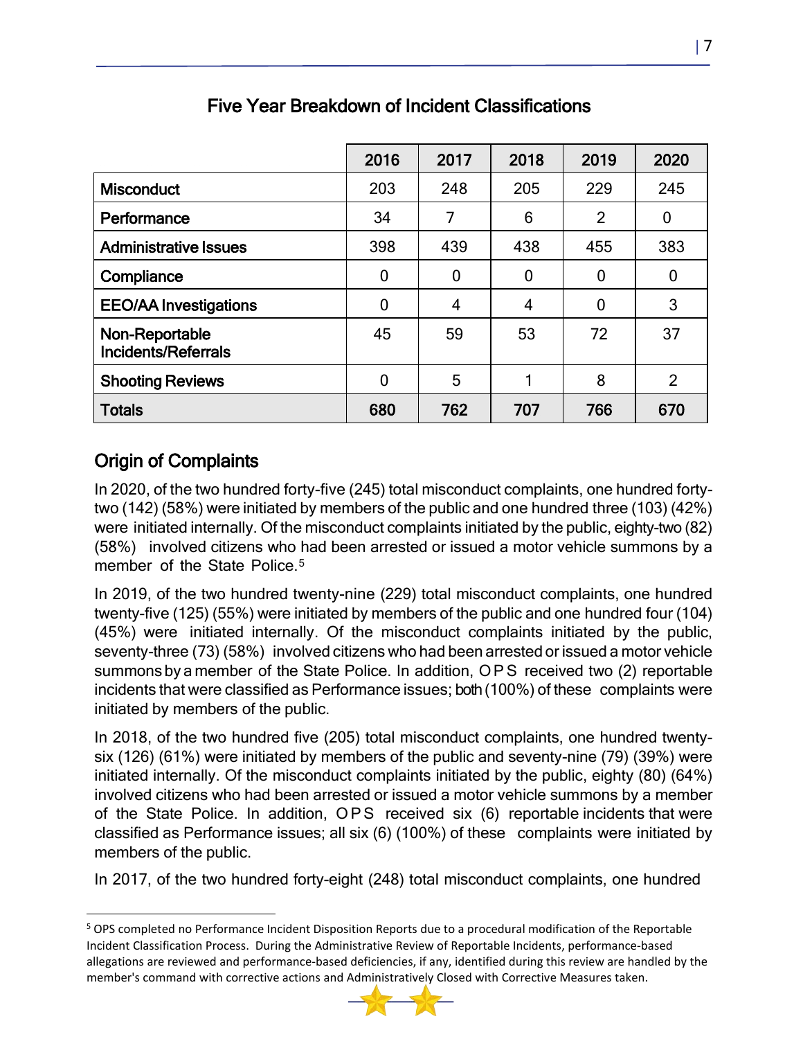## Five Year Breakdown of Incident Classifications

| | 2016 | 2017 | 2018 | 2019 | 2020 |
|---|---|---|---|---|---|
| **Misconduct** | 203 | 248 | 205 | 229 | 245 |
| **Performance** | 34 | 7 | 6 | 2 | 0 |
| **Administrative Issues** | 398 | 439 | 438 | 455 | 383 |
| **Compliance** | 0 | 0 | 0 | 0 | 0 |
| **EEO/AA Investigations** | 0 | 4 | 4 | 0 | 3 |
| **Non-Reportable Incidents/Referrals** | 45 | 59 | 53 | 72 | 37 |
| **Shooting Reviews** | 0 | 5 | 1 | 8 | 2 |
| **Totals** | **680** | **762** | **707** | **766** | **670** |

## Origin of Complaints

In 2020, of the two hundred forty-five (245) total misconduct complaints, one hundred forty-two (142) (58%) were initiated by members of the public and one hundred three (103) (42%) were initiated internally. Of the misconduct complaints initiated by the public, eighty-two (82) (58%) involved citizens who had been arrested or issued a motor vehicle summons by a member of the State Police.[5]

In 2019, of the two hundred twenty-nine (229) total misconduct complaints, one hundred twenty-five (125) (55%) were initiated by members of the public and one hundred four (104) (45%) were initiated internally. Of the misconduct complaints initiated by the public, seventy-three (73) (58%) involved citizens who had been arrested or issued a motor vehicle summons by a member of the State Police. In addition, OPS received two (2) reportable incidents that were classified as Performance issues; both (100%) of these complaints were initiated by members of the public.

In 2018, of the two hundred five (205) total misconduct complaints, one hundred twenty-six (126) (61%) were initiated by members of the public and seventy-nine (79) (39%) were initiated internally. Of the misconduct complaints initiated by the public, eighty (80) (64%) involved citizens who had been arrested or issued a motor vehicle summons by a member of the State Police. In addition, OPS received six (6) reportable incidents that were classified as Performance issues; all six (6) (100%) of these complaints were initiated by members of the public.

In 2017, of the two hundred forty-eight (248) total misconduct complaints, one hundred

[5] OPS completed no Performance Incident Disposition Reports due to a procedural modification of the Reportable Incident Classification Process. During the Administrative Review of Reportable Incidents, performance-based allegations are reviewed and performance-based deficiencies, if any, identified during this review are handled by the member's command with corrective actions and Administratively Closed with Corrective Measures taken.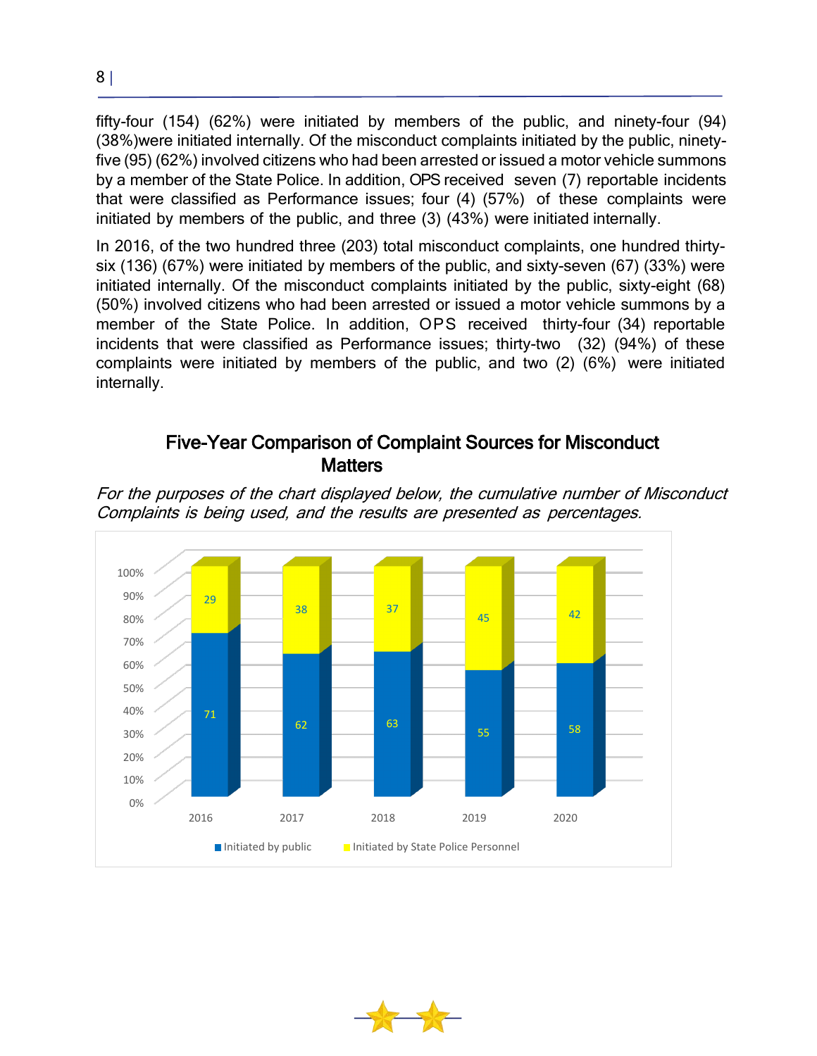fifty-four (154) (62%) were initiated by members of the public, and ninety-four (94) (38%)were initiated internally. Of the misconduct complaints initiated by the public, ninety-five (95) (62%) involved citizens who had been arrested or issued a motor vehicle summons by a member of the State Police. In addition, OPS received seven (7) reportable incidents that were classified as Performance issues; four (4) (57%) of these complaints were initiated by members of the public, and three (3) (43%) were initiated internally.

In 2016, of the two hundred three (203) total misconduct complaints, one hundred thirty-six (136) (67%) were initiated by members of the public, and sixty-seven (67) (33%) were initiated internally. Of the misconduct complaints initiated by the public, sixty-eight (68) (50%) involved citizens who had been arrested or issued a motor vehicle summons by a member of the State Police. In addition, OPS received thirty-four (34) reportable incidents that were classified as Performance issues; thirty-two (32) (94%) of these complaints were initiated by members of the public, and two (2) (6%) were initiated internally.

## Five-Year Comparison of Complaint Sources for Misconduct Matters

*For the purposes of the chart displayed below, the cumulative number of Misconduct Complaints is being used, and the results are presented as percentages.*

| Year | Initiated by public | Initiated by State Police Personnel |
|---|---|---|
| 2016 | 71 | 29 |
| 2017 | 62 | 38 |
| 2018 | 63 | 37 |
| 2019 | 55 | 45 |
| 2020 | 58 | 42 |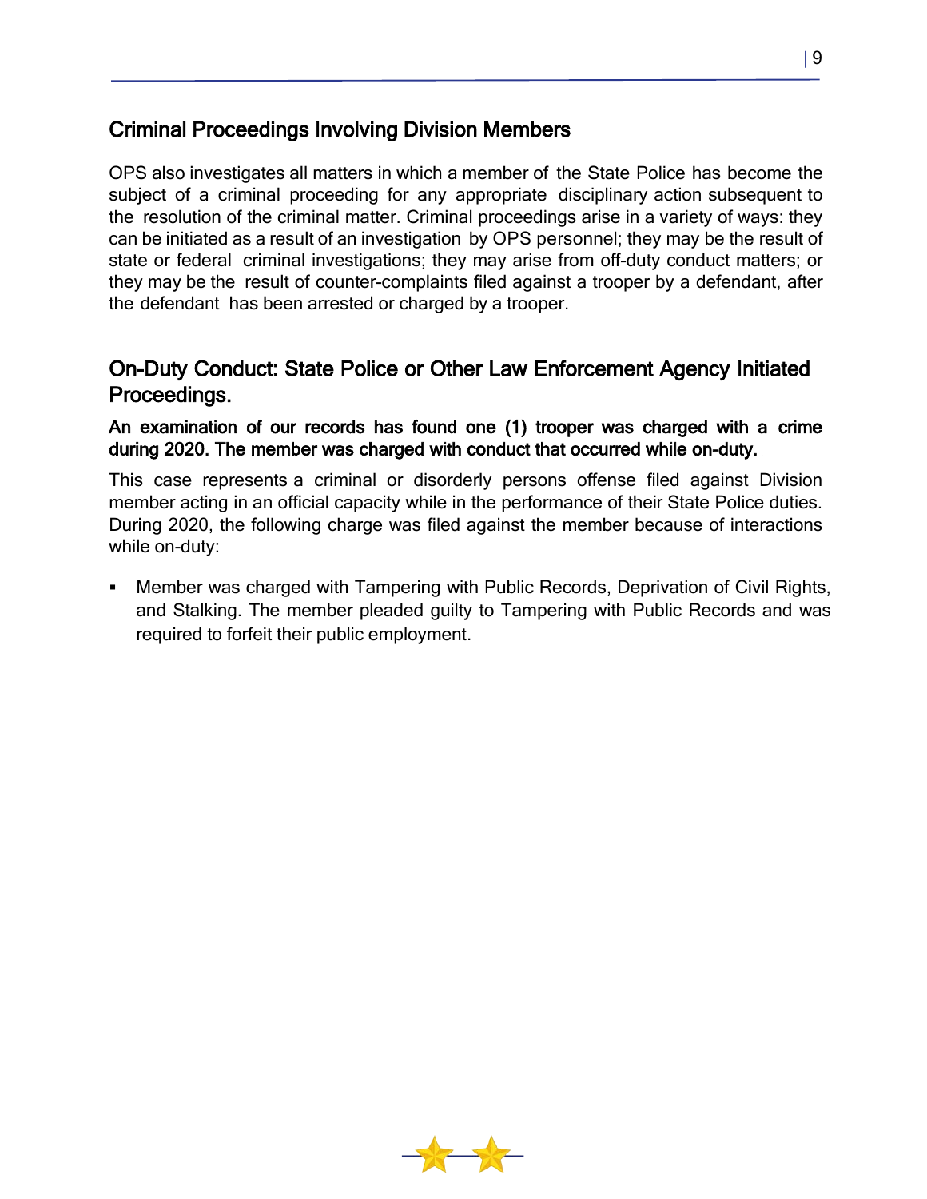## Criminal Proceedings Involving Division Members

OPS also investigates all matters in which a member of the State Police has become the subject of a criminal proceeding for any appropriate disciplinary action subsequent to the resolution of the criminal matter. Criminal proceedings arise in a variety of ways: they can be initiated as a result of an investigation by OPS personnel; they may be the result of state or federal criminal investigations; they may arise from off-duty conduct matters; or they may be the result of counter-complaints filed against a trooper by a defendant, after the defendant has been arrested or charged by a trooper.

## On-Duty Conduct: State Police or Other Law Enforcement Agency Initiated Proceedings.

**An examination of our records has found one (1) trooper was charged with a crime during 2020. The member was charged with conduct that occurred while on-duty.**

This case represents a criminal or disorderly persons offense filed against Division member acting in an official capacity while in the performance of their State Police duties. During 2020, the following charge was filed against the member because of interactions while on-duty:

- Member was charged with Tampering with Public Records, Deprivation of Civil Rights, and Stalking. The member pleaded guilty to Tampering with Public Records and was required to forfeit their public employment.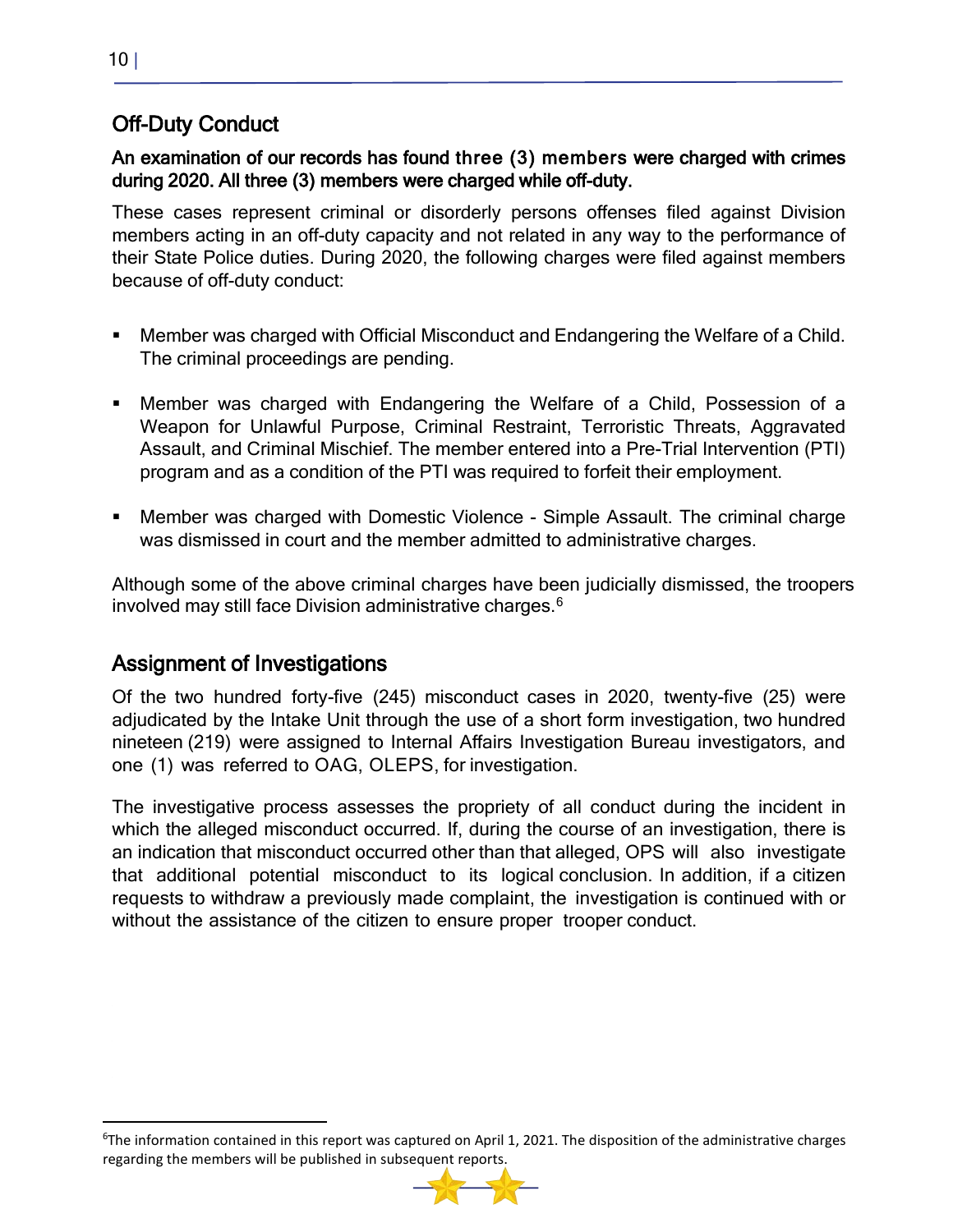## Off-Duty Conduct

**An examination of our records has found three (3) members were charged with crimes during 2020. All three (3) members were charged while off-duty.**

These cases represent criminal or disorderly persons offenses filed against Division members acting in an off-duty capacity and not related in any way to the performance of their State Police duties. During 2020, the following charges were filed against members because of off-duty conduct:

- Member was charged with Official Misconduct and Endangering the Welfare of a Child. The criminal proceedings are pending.
- Member was charged with Endangering the Welfare of a Child, Possession of a Weapon for Unlawful Purpose, Criminal Restraint, Terroristic Threats, Aggravated Assault, and Criminal Mischief. The member entered into a Pre-Trial Intervention (PTI) program and as a condition of the PTI was required to forfeit their employment.
- Member was charged with Domestic Violence - Simple Assault. The criminal charge was dismissed in court and the member admitted to administrative charges.

Although some of the above criminal charges have been judicially dismissed, the troopers involved may still face Division administrative charges.[6]

## Assignment of Investigations

Of the two hundred forty-five (245) misconduct cases in 2020, twenty-five (25) were adjudicated by the Intake Unit through the use of a short form investigation, two hundred nineteen (219) were assigned to Internal Affairs Investigation Bureau investigators, and one (1) was referred to OAG, OLEPS, for investigation.

The investigative process assesses the propriety of all conduct during the incident in which the alleged misconduct occurred. If, during the course of an investigation, there is an indication that misconduct occurred other than that alleged, OPS will also investigate that additional potential misconduct to its logical conclusion. In addition, if a citizen requests to withdraw a previously made complaint, the investigation is continued with or without the assistance of the citizen to ensure proper trooper conduct.

---

[6]The information contained in this report was captured on April 1, 2021. The disposition of the administrative charges regarding the members will be published in subsequent reports.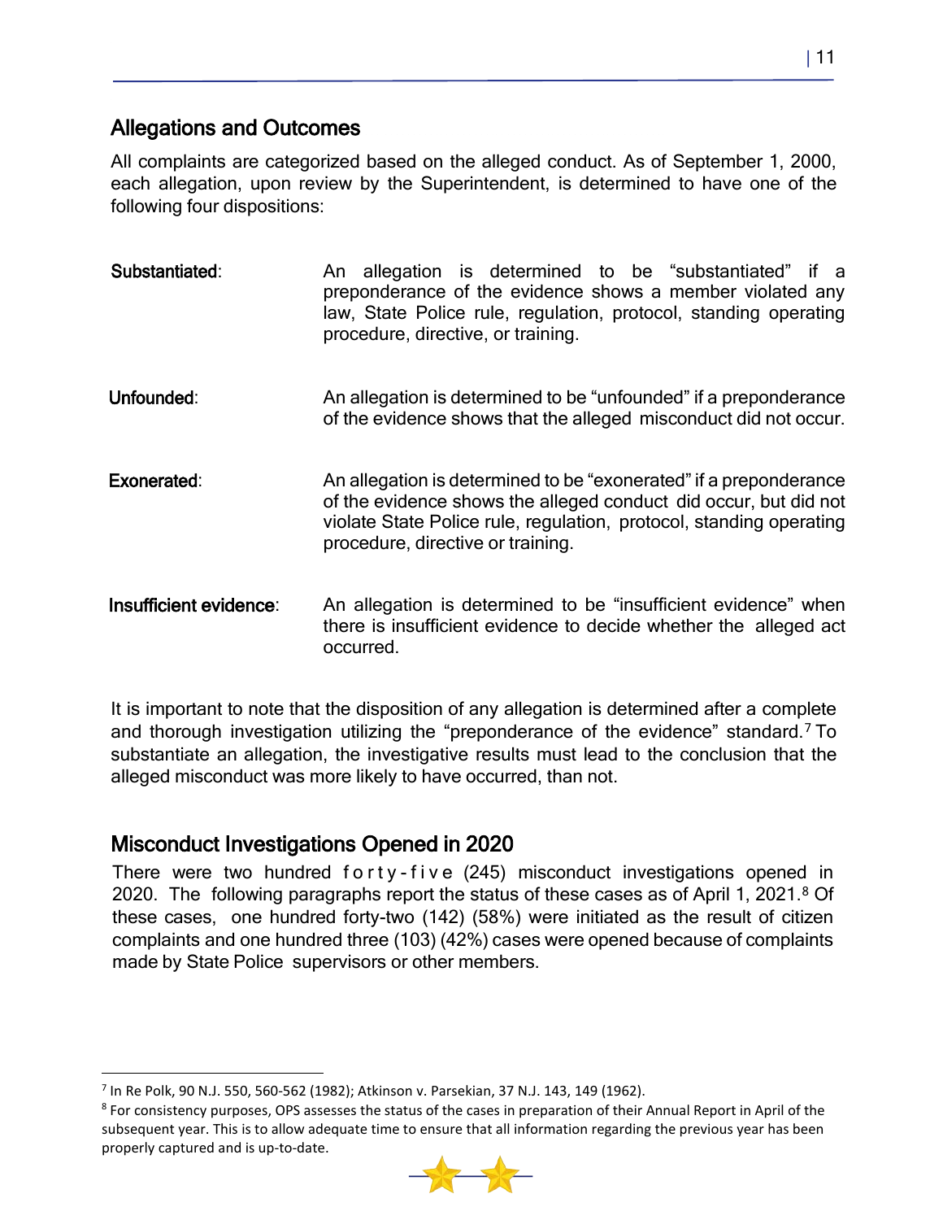## Allegations and Outcomes

All complaints are categorized based on the alleged conduct. As of September 1, 2000, each allegation, upon review by the Superintendent, is determined to have one of the following four dispositions:

**Substantiated**: An allegation is determined to be "substantiated" if a preponderance of the evidence shows a member violated any law, State Police rule, regulation, protocol, standing operating procedure, directive, or training.

**Unfounded**: An allegation is determined to be "unfounded" if a preponderance of the evidence shows that the alleged misconduct did not occur.

**Exonerated**: An allegation is determined to be "exonerated" if a preponderance of the evidence shows the alleged conduct did occur, but did not violate State Police rule, regulation, protocol, standing operating procedure, directive or training.

**Insufficient evidence**: An allegation is determined to be "insufficient evidence" when there is insufficient evidence to decide whether the alleged act occurred.

It is important to note that the disposition of any allegation is determined after a complete and thorough investigation utilizing the "preponderance of the evidence" standard.[7] To substantiate an allegation, the investigative results must lead to the conclusion that the alleged misconduct was more likely to have occurred, than not.

## Misconduct Investigations Opened in 2020

There were two hundred forty-five (245) misconduct investigations opened in 2020. The following paragraphs report the status of these cases as of April 1, 2021.[8] Of these cases, one hundred forty-two (142) (58%) were initiated as the result of citizen complaints and one hundred three (103) (42%) cases were opened because of complaints made by State Police supervisors or other members.

---

[7] In Re Polk, 90 N.J. 550, 560-562 (1982); Atkinson v. Parsekian, 37 N.J. 143, 149 (1962).

[8] For consistency purposes, OPS assesses the status of the cases in preparation of their Annual Report in April of the subsequent year. This is to allow adequate time to ensure that all information regarding the previous year has been properly captured and is up-to-date.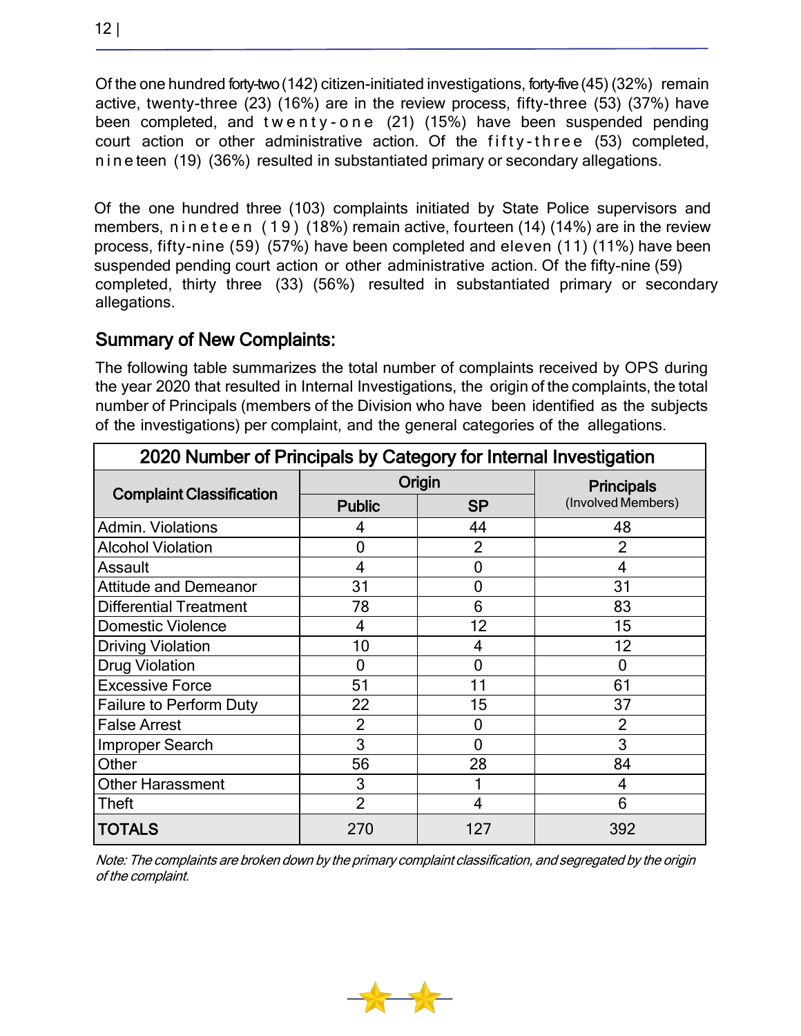Of the one hundred forty-two (142) citizen-initiated investigations, forty-five (45) (32%) remain active, twenty-three (23) (16%) are in the review process, fifty-three (53) (37%) have been completed, and twenty-one (21) (15%) have been suspended pending court action or other administrative action. Of the fifty-three (53) completed, nineteen (19) (36%) resulted in substantiated primary or secondary allegations.

Of the one hundred three (103) complaints initiated by State Police supervisors and members, nineteen (19) (18%) remain active, fourteen (14) (14%) are in the review process, fifty-nine (59) (57%) have been completed and eleven (11) (11%) have been suspended pending court action or other administrative action. Of the fifty-nine (59) completed, thirty three (33) (56%) resulted in substantiated primary or secondary allegations.

## Summary of New Complaints:

The following table summarizes the total number of complaints received by OPS during the year 2020 that resulted in Internal Investigations, the origin of the complaints, the total number of Principals (members of the Division who have been identified as the subjects of the investigations) per complaint, and the general categories of the allegations.

**2020 Number of Principals by Category for Internal Investigation**

| Complaint Classification | Origin | | Principals (Involved Members) |
|---|---|---|---|
| | Public | SP | |
| Admin. Violations | 4 | 44 | 48 |
| Alcohol Violation | 0 | 2 | 2 |
| Assault | 4 | 0 | 4 |
| Attitude and Demeanor | 31 | 0 | 31 |
| Differential Treatment | 78 | 6 | 83 |
| Domestic Violence | 4 | 12 | 15 |
| Driving Violation | 10 | 4 | 12 |
| Drug Violation | 0 | 0 | 0 |
| Excessive Force | 51 | 11 | 61 |
| Failure to Perform Duty | 22 | 15 | 37 |
| False Arrest | 2 | 0 | 2 |
| Improper Search | 3 | 0 | 3 |
| Other | 56 | 28 | 84 |
| Other Harassment | 3 | 1 | 4 |
| Theft | 2 | 4 | 6 |
| **TOTALS** | 270 | 127 | 392 |

*Note: The complaints are broken down by the primary complaint classification, and segregated by the origin of the complaint.*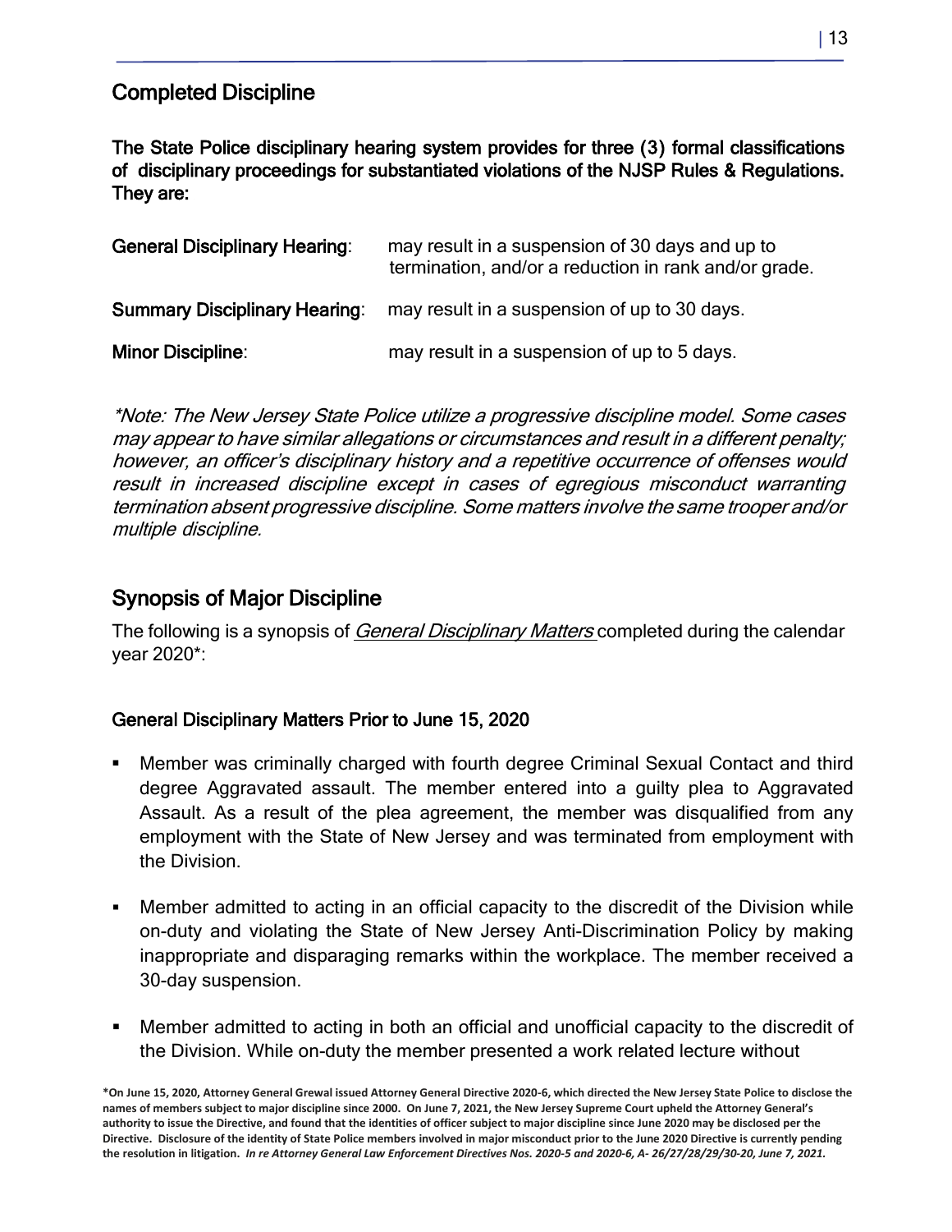## Completed Discipline

**The State Police disciplinary hearing system provides for three (3) formal classifications of disciplinary proceedings for substantiated violations of the NJSP Rules & Regulations. They are:**

| | |
|---|---|
| **General Disciplinary Hearing**: | may result in a suspension of 30 days and up to termination, and/or a reduction in rank and/or grade. |
| **Summary Disciplinary Hearing**: | may result in a suspension of up to 30 days. |
| **Minor Discipline**: | may result in a suspension of up to 5 days. |

*\*Note: The New Jersey State Police utilize a progressive discipline model. Some cases may appear to have similar allegations or circumstances and result in a different penalty; however, an officer's disciplinary history and a repetitive occurrence of offenses would result in increased discipline except in cases of egregious misconduct warranting termination absent progressive discipline. Some matters involve the same trooper and/or multiple discipline.*

## Synopsis of Major Discipline

The following is a synopsis of *General Disciplinary Matters* completed during the calendar year 2020\*:

### General Disciplinary Matters Prior to June 15, 2020

- Member was criminally charged with fourth degree Criminal Sexual Contact and third degree Aggravated assault. The member entered into a guilty plea to Aggravated Assault. As a result of the plea agreement, the member was disqualified from any employment with the State of New Jersey and was terminated from employment with the Division.
- Member admitted to acting in an official capacity to the discredit of the Division while on-duty and violating the State of New Jersey Anti-Discrimination Policy by making inappropriate and disparaging remarks within the workplace. The member received a 30-day suspension.
- Member admitted to acting in both an official and unofficial capacity to the discredit of the Division. While on-duty the member presented a work related lecture without

**\*On June 15, 2020, Attorney General Grewal issued Attorney General Directive 2020-6, which directed the New Jersey State Police to disclose the names of members subject to major discipline since 2000. On June 7, 2021, the New Jersey Supreme Court upheld the Attorney General's authority to issue the Directive, and found that the identities of officer subject to major discipline since June 2020 may be disclosed per the Directive. Disclosure of the identity of State Police members involved in major misconduct prior to the June 2020 Directive is currently pending the resolution in litigation. *In re Attorney General Law Enforcement Directives Nos. 2020-5 and 2020-6, A- 26/27/28/29/30-20, June 7, 2021.***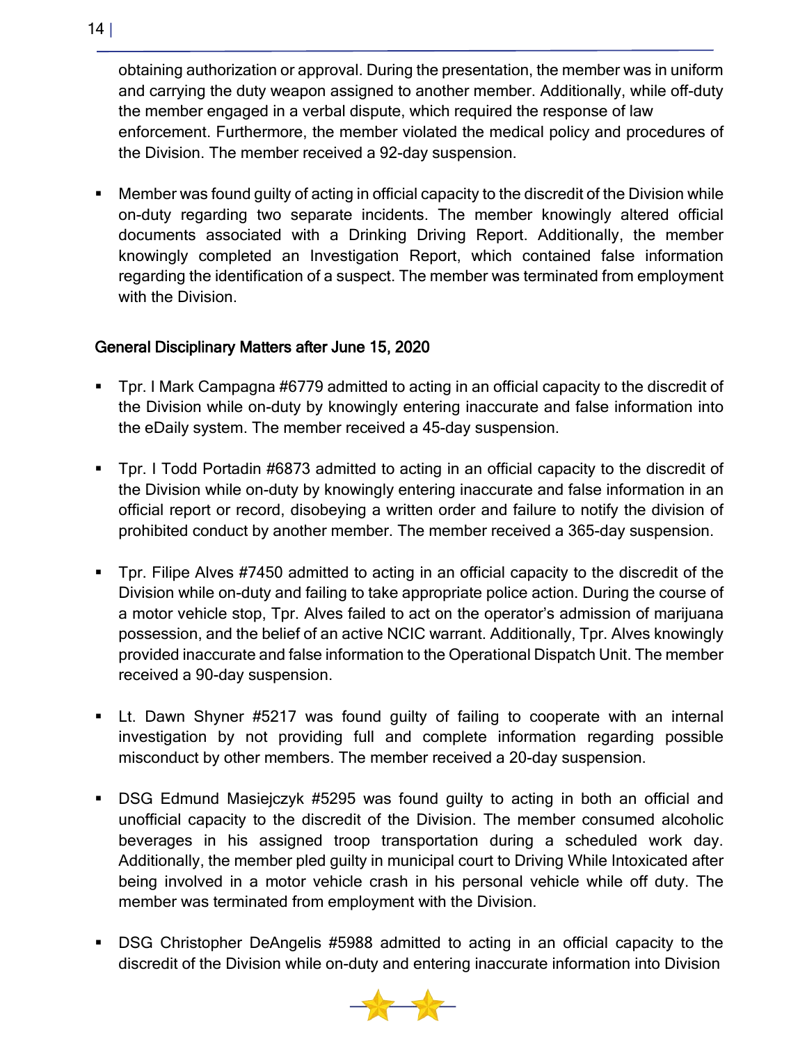obtaining authorization or approval. During the presentation, the member was in uniform and carrying the duty weapon assigned to another member. Additionally, while off-duty the member engaged in a verbal dispute, which required the response of law enforcement. Furthermore, the member violated the medical policy and procedures of the Division. The member received a 92-day suspension.

- Member was found guilty of acting in official capacity to the discredit of the Division while on-duty regarding two separate incidents. The member knowingly altered official documents associated with a Drinking Driving Report. Additionally, the member knowingly completed an Investigation Report, which contained false information regarding the identification of a suspect. The member was terminated from employment with the Division.

## General Disciplinary Matters after June 15, 2020

- Tpr. I Mark Campagna #6779 admitted to acting in an official capacity to the discredit of the Division while on-duty by knowingly entering inaccurate and false information into the eDaily system. The member received a 45-day suspension.

- Tpr. I Todd Portadin #6873 admitted to acting in an official capacity to the discredit of the Division while on-duty by knowingly entering inaccurate and false information in an official report or record, disobeying a written order and failure to notify the division of prohibited conduct by another member. The member received a 365-day suspension.

- Tpr. Filipe Alves #7450 admitted to acting in an official capacity to the discredit of the Division while on-duty and failing to take appropriate police action. During the course of a motor vehicle stop, Tpr. Alves failed to act on the operator's admission of marijuana possession, and the belief of an active NCIC warrant. Additionally, Tpr. Alves knowingly provided inaccurate and false information to the Operational Dispatch Unit. The member received a 90-day suspension.

- Lt. Dawn Shyner #5217 was found guilty of failing to cooperate with an internal investigation by not providing full and complete information regarding possible misconduct by other members. The member received a 20-day suspension.

- DSG Edmund Masiejczyk #5295 was found guilty to acting in both an official and unofficial capacity to the discredit of the Division. The member consumed alcoholic beverages in his assigned troop transportation during a scheduled work day. Additionally, the member pled guilty in municipal court to Driving While Intoxicated after being involved in a motor vehicle crash in his personal vehicle while off duty. The member was terminated from employment with the Division.

- DSG Christopher DeAngelis #5988 admitted to acting in an official capacity to the discredit of the Division while on-duty and entering inaccurate information into Division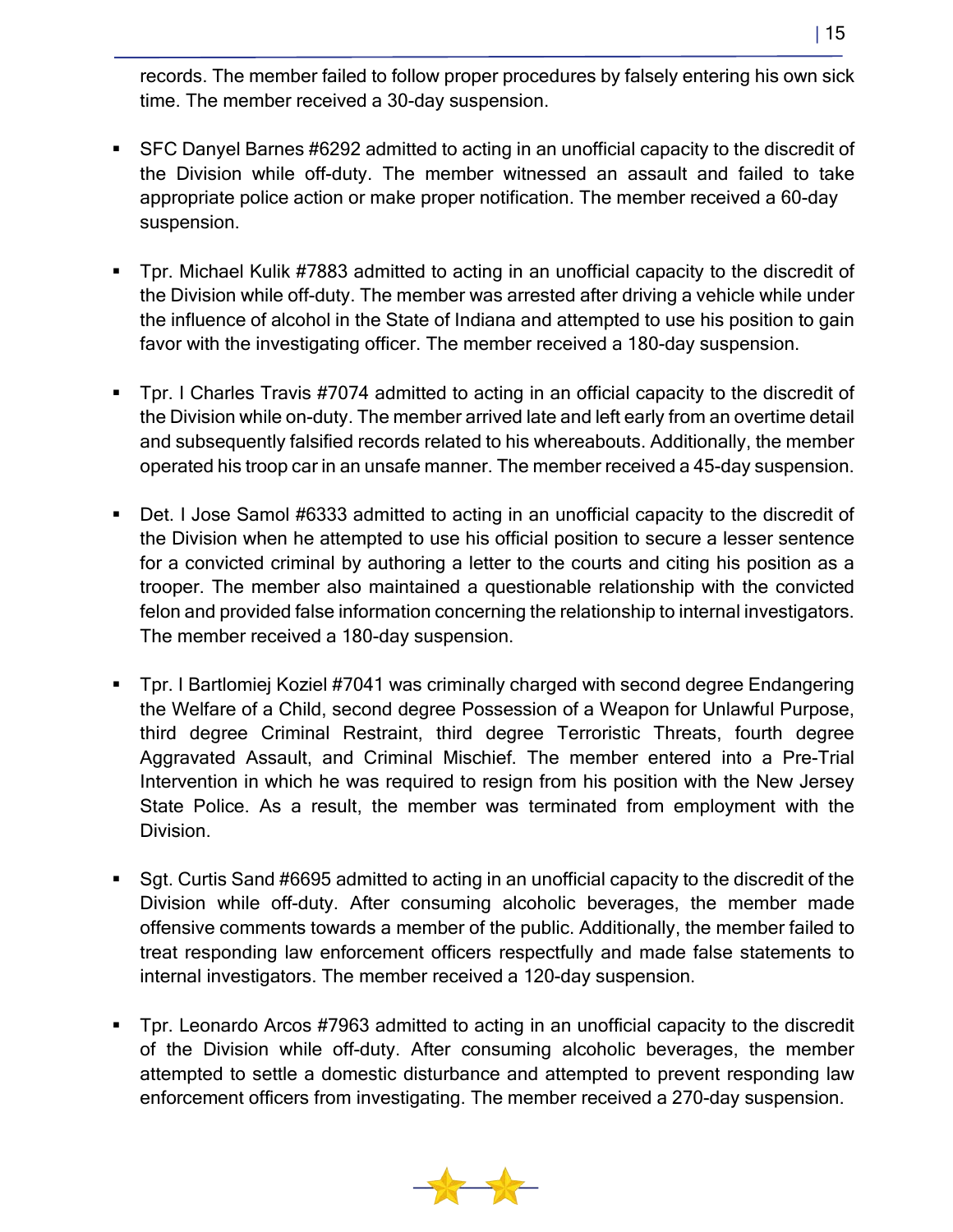records. The member failed to follow proper procedures by falsely entering his own sick time. The member received a 30-day suspension.

- SFC Danyel Barnes #6292 admitted to acting in an unofficial capacity to the discredit of the Division while off-duty. The member witnessed an assault and failed to take appropriate police action or make proper notification. The member received a 60-day suspension.

- Tpr. Michael Kulik #7883 admitted to acting in an unofficial capacity to the discredit of the Division while off-duty. The member was arrested after driving a vehicle while under the influence of alcohol in the State of Indiana and attempted to use his position to gain favor with the investigating officer. The member received a 180-day suspension.

- Tpr. I Charles Travis #7074 admitted to acting in an official capacity to the discredit of the Division while on-duty. The member arrived late and left early from an overtime detail and subsequently falsified records related to his whereabouts. Additionally, the member operated his troop car in an unsafe manner. The member received a 45-day suspension.

- Det. I Jose Samol #6333 admitted to acting in an unofficial capacity to the discredit of the Division when he attempted to use his official position to secure a lesser sentence for a convicted criminal by authoring a letter to the courts and citing his position as a trooper. The member also maintained a questionable relationship with the convicted felon and provided false information concerning the relationship to internal investigators. The member received a 180-day suspension.

- Tpr. I Bartlomiej Koziel #7041 was criminally charged with second degree Endangering the Welfare of a Child, second degree Possession of a Weapon for Unlawful Purpose, third degree Criminal Restraint, third degree Terroristic Threats, fourth degree Aggravated Assault, and Criminal Mischief. The member entered into a Pre-Trial Intervention in which he was required to resign from his position with the New Jersey State Police. As a result, the member was terminated from employment with the Division.

- Sgt. Curtis Sand #6695 admitted to acting in an unofficial capacity to the discredit of the Division while off-duty. After consuming alcoholic beverages, the member made offensive comments towards a member of the public. Additionally, the member failed to treat responding law enforcement officers respectfully and made false statements to internal investigators. The member received a 120-day suspension.

- Tpr. Leonardo Arcos #7963 admitted to acting in an unofficial capacity to the discredit of the Division while off-duty. After consuming alcoholic beverages, the member attempted to settle a domestic disturbance and attempted to prevent responding law enforcement officers from investigating. The member received a 270-day suspension.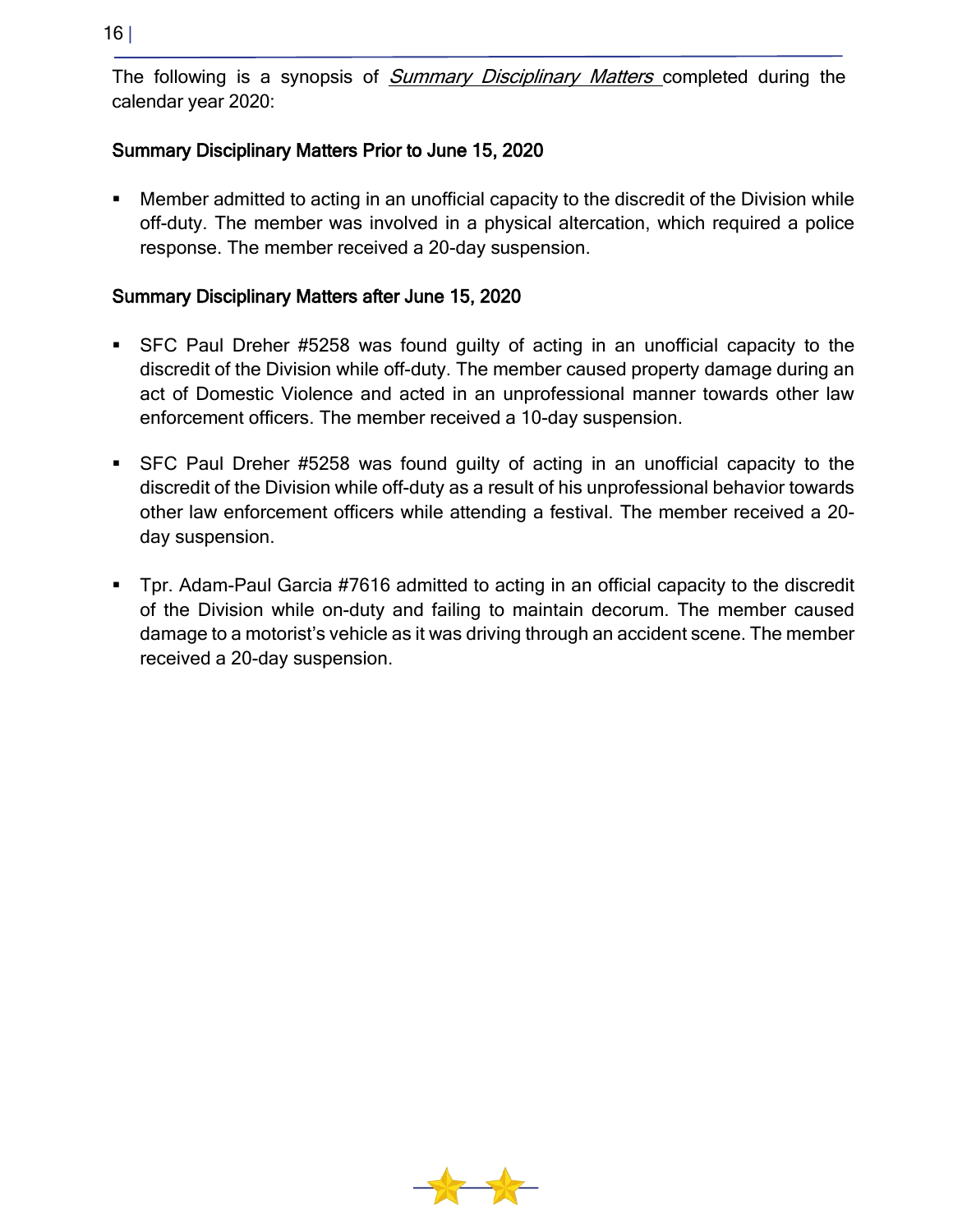The following is a synopsis of *Summary Disciplinary Matters* completed during the calendar year 2020:

### Summary Disciplinary Matters Prior to June 15, 2020

- Member admitted to acting in an unofficial capacity to the discredit of the Division while off-duty. The member was involved in a physical altercation, which required a police response. The member received a 20-day suspension.

### Summary Disciplinary Matters after June 15, 2020

- SFC Paul Dreher #5258 was found guilty of acting in an unofficial capacity to the discredit of the Division while off-duty. The member caused property damage during an act of Domestic Violence and acted in an unprofessional manner towards other law enforcement officers. The member received a 10-day suspension.

- SFC Paul Dreher #5258 was found guilty of acting in an unofficial capacity to the discredit of the Division while off-duty as a result of his unprofessional behavior towards other law enforcement officers while attending a festival. The member received a 20-day suspension.

- Tpr. Adam-Paul Garcia #7616 admitted to acting in an official capacity to the discredit of the Division while on-duty and failing to maintain decorum. The member caused damage to a motorist's vehicle as it was driving through an accident scene. The member received a 20-day suspension.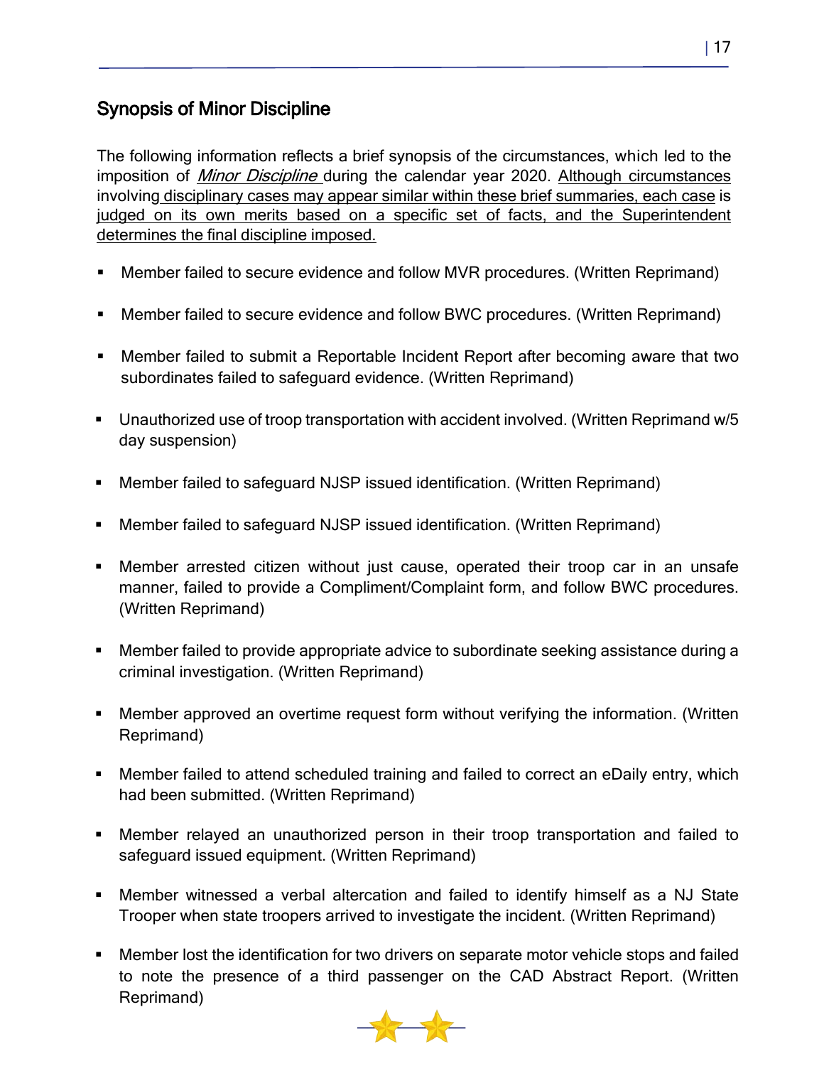## Synopsis of Minor Discipline

The following information reflects a brief synopsis of the circumstances, which led to the imposition of *Minor Discipline* during the calendar year 2020. Although circumstances involving disciplinary cases may appear similar within these brief summaries, each case is judged on its own merits based on a specific set of facts, and the Superintendent determines the final discipline imposed.

- Member failed to secure evidence and follow MVR procedures. (Written Reprimand)
- Member failed to secure evidence and follow BWC procedures. (Written Reprimand)
- Member failed to submit a Reportable Incident Report after becoming aware that two subordinates failed to safeguard evidence. (Written Reprimand)
- Unauthorized use of troop transportation with accident involved. (Written Reprimand w/5 day suspension)
- Member failed to safeguard NJSP issued identification. (Written Reprimand)
- Member failed to safeguard NJSP issued identification. (Written Reprimand)
- Member arrested citizen without just cause, operated their troop car in an unsafe manner, failed to provide a Compliment/Complaint form, and follow BWC procedures. (Written Reprimand)
- Member failed to provide appropriate advice to subordinate seeking assistance during a criminal investigation. (Written Reprimand)
- Member approved an overtime request form without verifying the information. (Written Reprimand)
- Member failed to attend scheduled training and failed to correct an eDaily entry, which had been submitted. (Written Reprimand)
- Member relayed an unauthorized person in their troop transportation and failed to safeguard issued equipment. (Written Reprimand)
- Member witnessed a verbal altercation and failed to identify himself as a NJ State Trooper when state troopers arrived to investigate the incident. (Written Reprimand)
- Member lost the identification for two drivers on separate motor vehicle stops and failed to note the presence of a third passenger on the CAD Abstract Report. (Written Reprimand)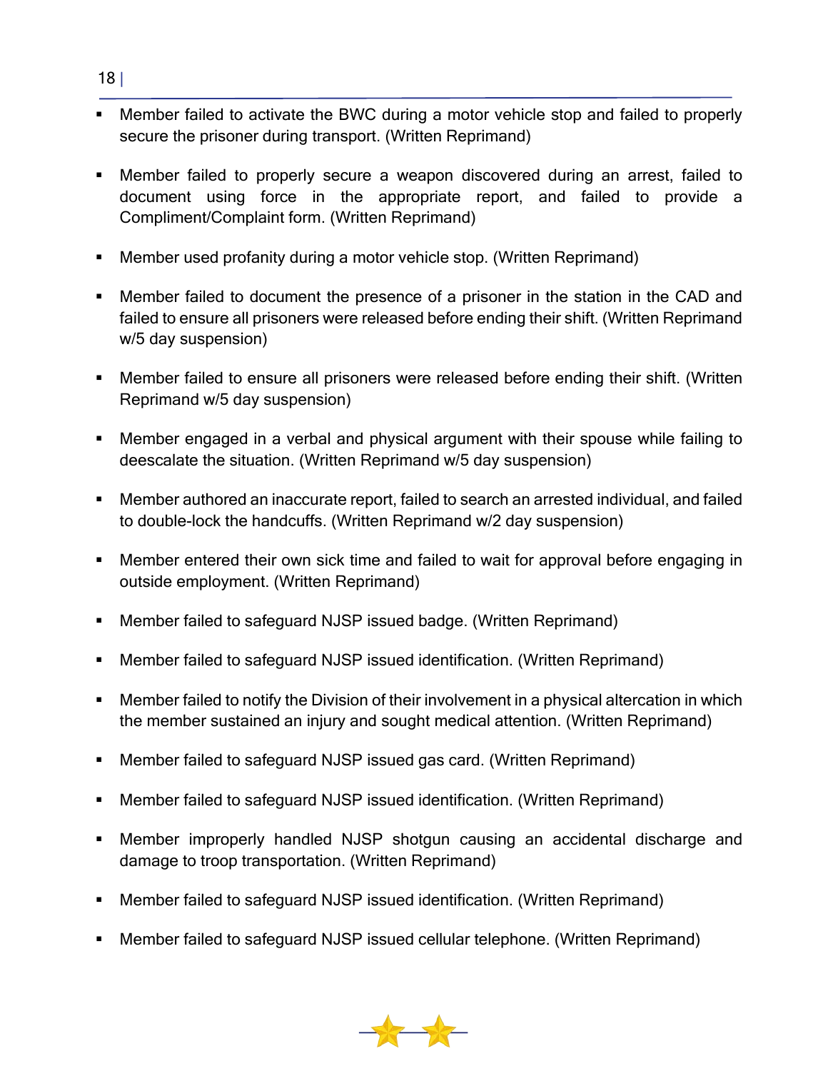- Member failed to activate the BWC during a motor vehicle stop and failed to properly secure the prisoner during transport. (Written Reprimand)
- Member failed to properly secure a weapon discovered during an arrest, failed to document using force in the appropriate report, and failed to provide a Compliment/Complaint form. (Written Reprimand)
- Member used profanity during a motor vehicle stop. (Written Reprimand)
- Member failed to document the presence of a prisoner in the station in the CAD and failed to ensure all prisoners were released before ending their shift. (Written Reprimand w/5 day suspension)
- Member failed to ensure all prisoners were released before ending their shift. (Written Reprimand w/5 day suspension)
- Member engaged in a verbal and physical argument with their spouse while failing to deescalate the situation. (Written Reprimand w/5 day suspension)
- Member authored an inaccurate report, failed to search an arrested individual, and failed to double-lock the handcuffs. (Written Reprimand w/2 day suspension)
- Member entered their own sick time and failed to wait for approval before engaging in outside employment. (Written Reprimand)
- Member failed to safeguard NJSP issued badge. (Written Reprimand)
- Member failed to safeguard NJSP issued identification. (Written Reprimand)
- Member failed to notify the Division of their involvement in a physical altercation in which the member sustained an injury and sought medical attention. (Written Reprimand)
- Member failed to safeguard NJSP issued gas card. (Written Reprimand)
- Member failed to safeguard NJSP issued identification. (Written Reprimand)
- Member improperly handled NJSP shotgun causing an accidental discharge and damage to troop transportation. (Written Reprimand)
- Member failed to safeguard NJSP issued identification. (Written Reprimand)
- Member failed to safeguard NJSP issued cellular telephone. (Written Reprimand)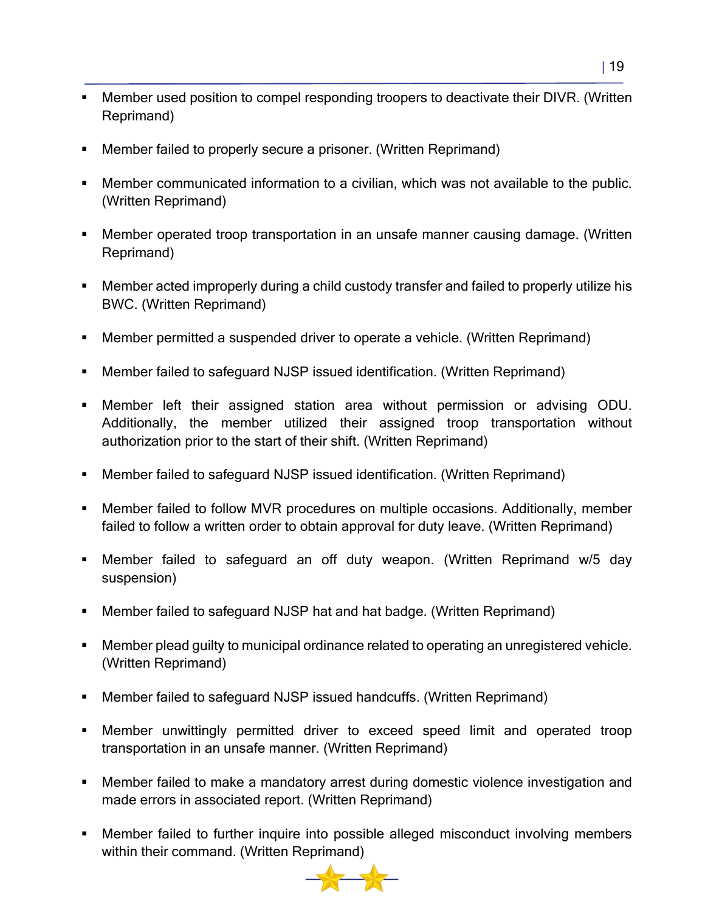- Member used position to compel responding troopers to deactivate their DIVR. (Written Reprimand)

- Member failed to properly secure a prisoner. (Written Reprimand)

- Member communicated information to a civilian, which was not available to the public. (Written Reprimand)

- Member operated troop transportation in an unsafe manner causing damage. (Written Reprimand)

- Member acted improperly during a child custody transfer and failed to properly utilize his BWC. (Written Reprimand)

- Member permitted a suspended driver to operate a vehicle. (Written Reprimand)

- Member failed to safeguard NJSP issued identification. (Written Reprimand)

- Member left their assigned station area without permission or advising ODU. Additionally, the member utilized their assigned troop transportation without authorization prior to the start of their shift. (Written Reprimand)

- Member failed to safeguard NJSP issued identification. (Written Reprimand)

- Member failed to follow MVR procedures on multiple occasions. Additionally, member failed to follow a written order to obtain approval for duty leave. (Written Reprimand)

- Member failed to safeguard an off duty weapon. (Written Reprimand w/5 day suspension)

- Member failed to safeguard NJSP hat and hat badge. (Written Reprimand)

- Member plead guilty to municipal ordinance related to operating an unregistered vehicle. (Written Reprimand)

- Member failed to safeguard NJSP issued handcuffs. (Written Reprimand)

- Member unwittingly permitted driver to exceed speed limit and operated troop transportation in an unsafe manner. (Written Reprimand)

- Member failed to make a mandatory arrest during domestic violence investigation and made errors in associated report. (Written Reprimand)

- Member failed to further inquire into possible alleged misconduct involving members within their command. (Written Reprimand)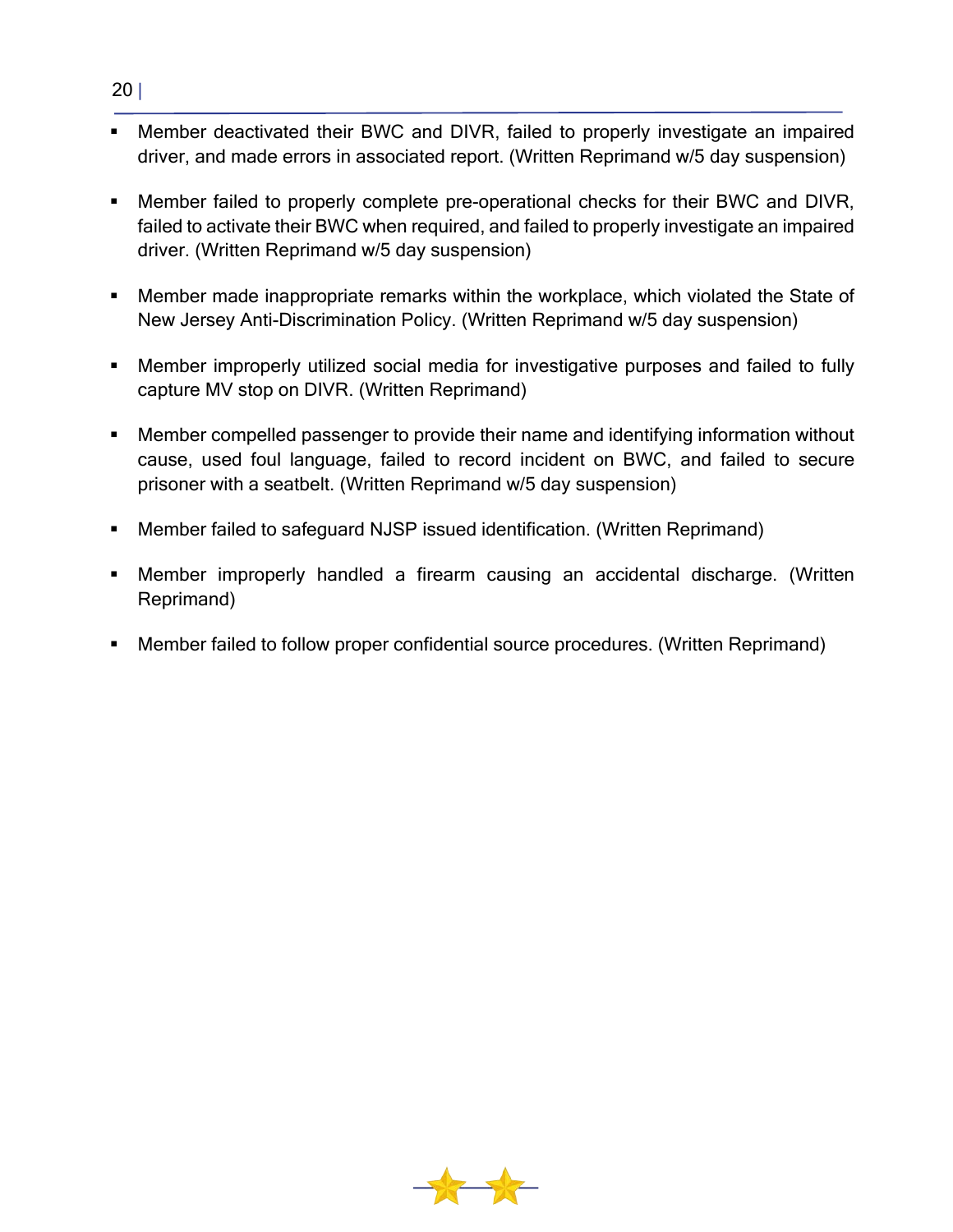- Member deactivated their BWC and DIVR, failed to properly investigate an impaired driver, and made errors in associated report. (Written Reprimand w/5 day suspension)

- Member failed to properly complete pre-operational checks for their BWC and DIVR, failed to activate their BWC when required, and failed to properly investigate an impaired driver. (Written Reprimand w/5 day suspension)

- Member made inappropriate remarks within the workplace, which violated the State of New Jersey Anti-Discrimination Policy. (Written Reprimand w/5 day suspension)

- Member improperly utilized social media for investigative purposes and failed to fully capture MV stop on DIVR. (Written Reprimand)

- Member compelled passenger to provide their name and identifying information without cause, used foul language, failed to record incident on BWC, and failed to secure prisoner with a seatbelt. (Written Reprimand w/5 day suspension)

- Member failed to safeguard NJSP issued identification. (Written Reprimand)

- Member improperly handled a firearm causing an accidental discharge. (Written Reprimand)

- Member failed to follow proper confidential source procedures. (Written Reprimand)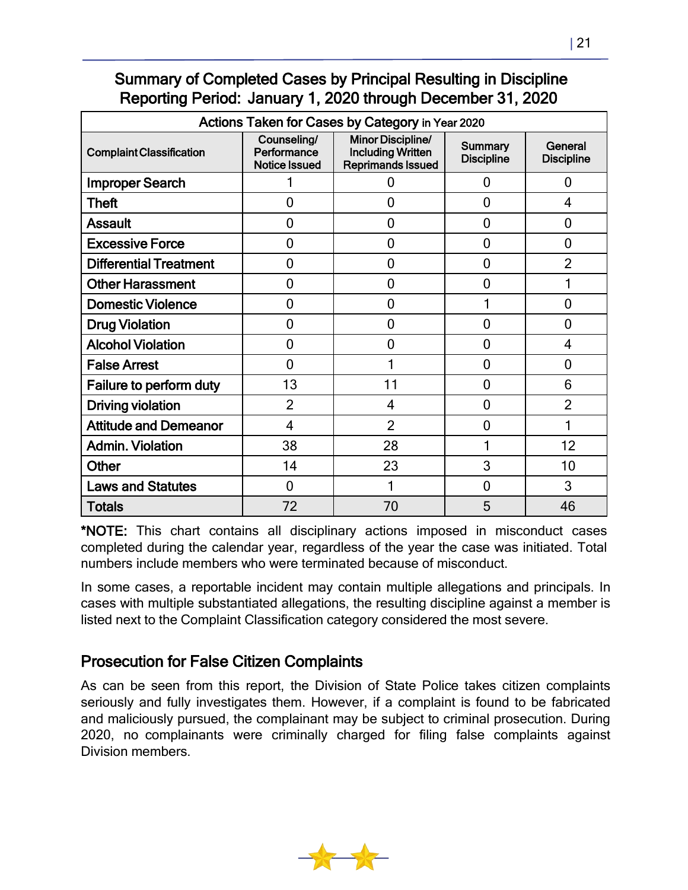## Summary of Completed Cases by Principal Resulting in Discipline
## Reporting Period: January 1, 2020 through December 31, 2020

| Actions Taken for Cases by Category in Year 2020 | | | | |
|---|---|---|---|---|
| Complaint Classification | Counseling/ Performance Notice Issued | Minor Discipline/ Including Written Reprimands Issued | Summary Discipline | General Discipline |
| Improper Search | 1 | 0 | 0 | 0 |
| Theft | 0 | 0 | 0 | 4 |
| Assault | 0 | 0 | 0 | 0 |
| Excessive Force | 0 | 0 | 0 | 0 |
| Differential Treatment | 0 | 0 | 0 | 2 |
| Other Harassment | 0 | 0 | 0 | 1 |
| Domestic Violence | 0 | 0 | 1 | 0 |
| Drug Violation | 0 | 0 | 0 | 0 |
| Alcohol Violation | 0 | 0 | 0 | 4 |
| False Arrest | 0 | 1 | 0 | 0 |
| Failure to perform duty | 13 | 11 | 0 | 6 |
| Driving violation | 2 | 4 | 0 | 2 |
| Attitude and Demeanor | 4 | 2 | 0 | 1 |
| Admin. Violation | 38 | 28 | 1 | 12 |
| Other | 14 | 23 | 3 | 10 |
| Laws and Statutes | 0 | 1 | 0 | 3 |
| Totals | 72 | 70 | 5 | 46 |

**\*NOTE:** This chart contains all disciplinary actions imposed in misconduct cases completed during the calendar year, regardless of the year the case was initiated. Total numbers include members who were terminated because of misconduct.

In some cases, a reportable incident may contain multiple allegations and principals. In cases with multiple substantiated allegations, the resulting discipline against a member is listed next to the Complaint Classification category considered the most severe.

## Prosecution for False Citizen Complaints

As can be seen from this report, the Division of State Police takes citizen complaints seriously and fully investigates them. However, if a complaint is found to be fabricated and maliciously pursued, the complainant may be subject to criminal prosecution. During 2020, no complainants were criminally charged for filing false complaints against Division members.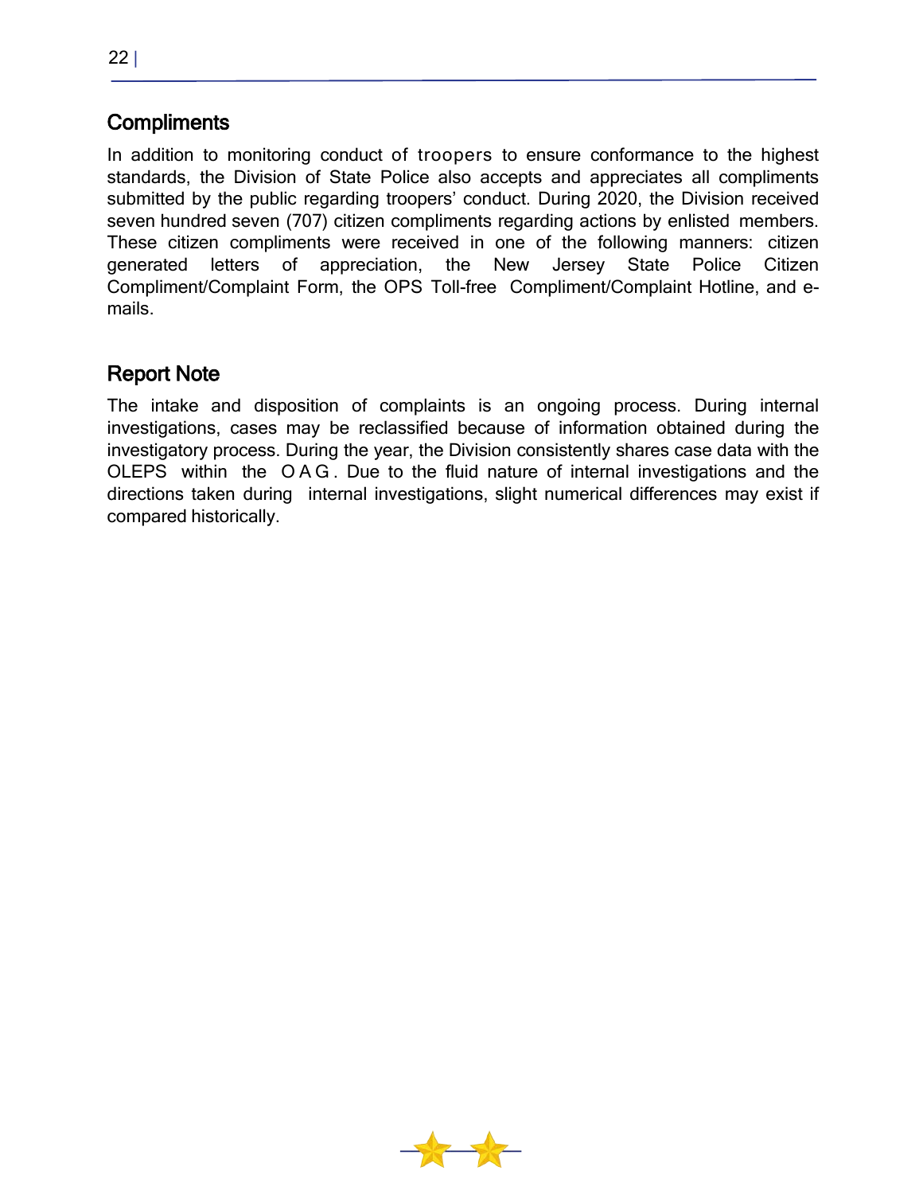## Compliments

In addition to monitoring conduct of troopers to ensure conformance to the highest standards, the Division of State Police also accepts and appreciates all compliments submitted by the public regarding troopers' conduct. During 2020, the Division received seven hundred seven (707) citizen compliments regarding actions by enlisted members. These citizen compliments were received in one of the following manners: citizen generated letters of appreciation, the New Jersey State Police Citizen Compliment/Complaint Form, the OPS Toll-free Compliment/Complaint Hotline, and e-mails.

## Report Note

The intake and disposition of complaints is an ongoing process. During internal investigations, cases may be reclassified because of information obtained during the investigatory process. During the year, the Division consistently shares case data with the OLEPS within the OAG. Due to the fluid nature of internal investigations and the directions taken during internal investigations, slight numerical differences may exist if compared historically.